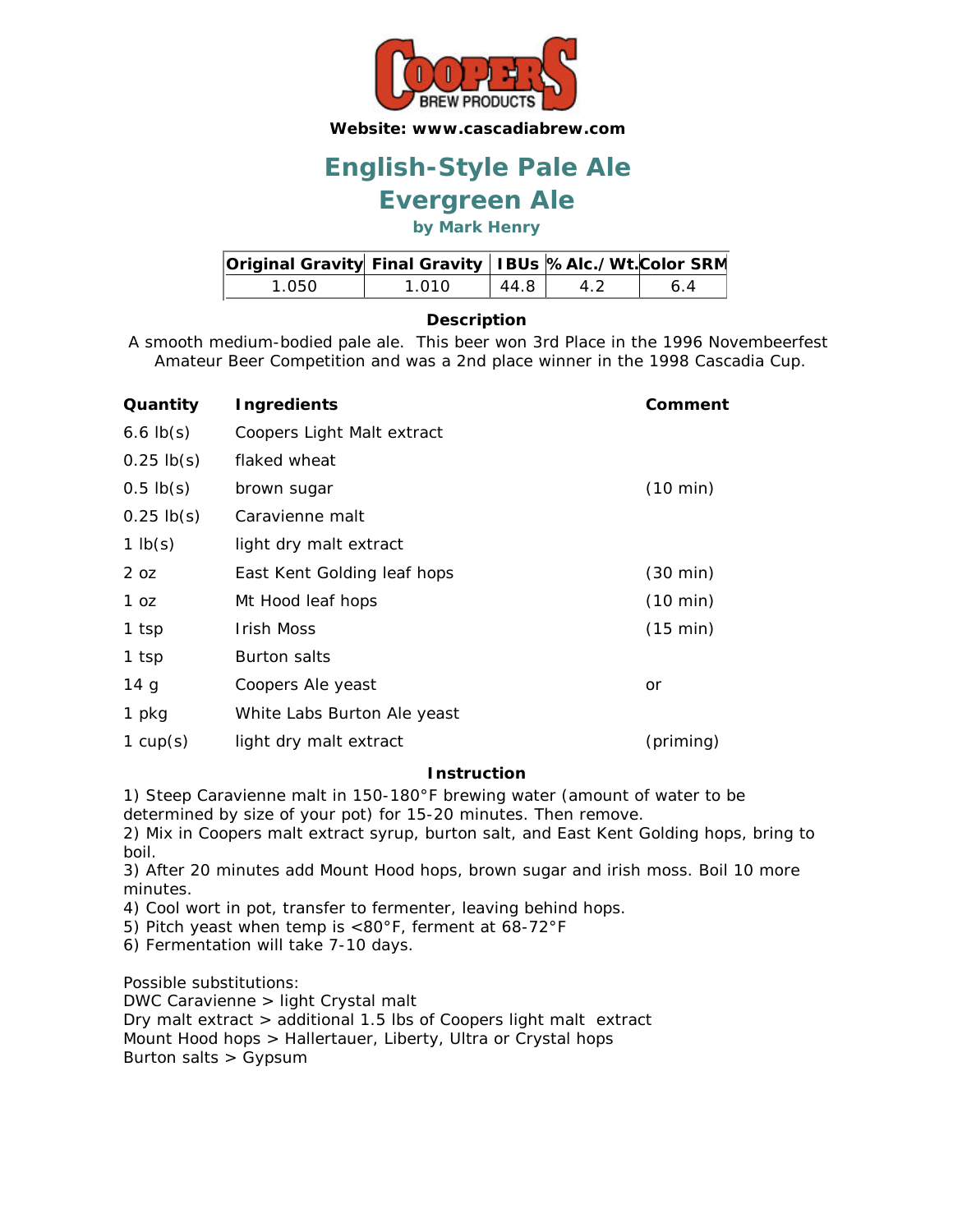Website: www.cascadiabrew.com

# English-Style Pale Ale
# Evergreen Ale

**by Mark Henry**

| Original Gravity | Final Gravity | IBUs | % Alc./Wt. | Color SRM |
|---|---|---|---|---|
| 1.050 | 1.010 | 44.8 | 4.2 | 6.4 |

**Description**

A smooth medium-bodied pale ale. This beer won 3rd Place in the 1996 Novembeerfest Amateur Beer Competition and was a 2nd place winner in the 1998 Cascadia Cup.

| Quantity | Ingredients | Comment |
|---|---|---|
| 6.6 lb(s) | Coopers Light Malt extract | |
| 0.25 lb(s) | flaked wheat | |
| 0.5 lb(s) | brown sugar | (10 min) |
| 0.25 lb(s) | Caravienne malt | |
| 1 lb(s) | light dry malt extract | |
| 2 oz | East Kent Golding leaf hops | (30 min) |
| 1 oz | Mt Hood leaf hops | (10 min) |
| 1 tsp | Irish Moss | (15 min) |
| 1 tsp | Burton salts | |
| 14 g | Coopers Ale yeast | or |
| 1 pkg | White Labs Burton Ale yeast | |
| 1 cup(s) | light dry malt extract | (priming) |

**Instruction**

1) Steep Caravienne malt in 150-180°F brewing water (amount of water to be determined by size of your pot) for 15-20 minutes. Then remove.
2) Mix in Coopers malt extract syrup, burton salt, and East Kent Golding hops, bring to boil.
3) After 20 minutes add Mount Hood hops, brown sugar and irish moss. Boil 10 more minutes.
4) Cool wort in pot, transfer to fermenter, leaving behind hops.
5) Pitch yeast when temp is <80°F, ferment at 68-72°F
6) Fermentation will take 7-10 days.

Possible substitutions:
DWC Caravienne > light Crystal malt
Dry malt extract > additional 1.5 lbs of Coopers light malt extract
Mount Hood hops > Hallertauer, Liberty, Ultra or Crystal hops
Burton salts > Gypsum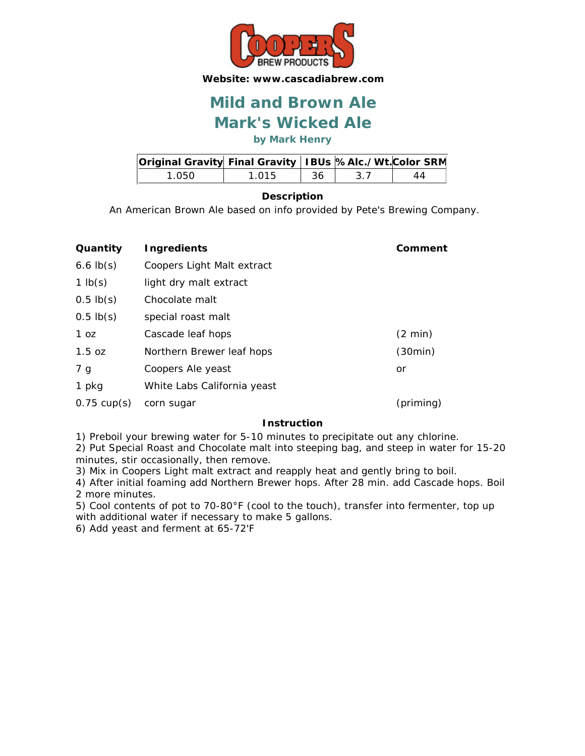**Website: www.cascadiabrew.com**

# Mild and Brown Ale
# Mark's Wicked Ale

### by Mark Henry

| Original Gravity | Final Gravity | IBUs | % Alc./Wt. | Color SRM |
|---|---|---|---|---|
| 1.050 | 1.015 | 36 | 3.7 | 44 |

**Description**

An American Brown Ale based on info provided by Pete's Brewing Company.

| Quantity | Ingredients | Comment |
|---|---|---|
| 6.6 lb(s) | Coopers Light Malt extract | |
| 1 lb(s) | light dry malt extract | |
| 0.5 lb(s) | Chocolate malt | |
| 0.5 lb(s) | special roast malt | |
| 1 oz | Cascade leaf hops | (2 min) |
| 1.5 oz | Northern Brewer leaf hops | (30min) |
| 7 g | Coopers Ale yeast | or |
| 1 pkg | White Labs California yeast | |
| 0.75 cup(s) | corn sugar | (priming) |

**Instruction**

1) Preboil your brewing water for 5-10 minutes to precipitate out any chlorine.
2) Put Special Roast and Chocolate malt into steeping bag, and steep in water for 15-20 minutes, stir occasionally, then remove.
3) Mix in Coopers Light malt extract and reapply heat and gently bring to boil.
4) After initial foaming add Northern Brewer hops. After 28 min. add Cascade hops. Boil 2 more minutes.
5) Cool contents of pot to 70-80°F (cool to the touch), transfer into fermenter, top up with additional water if necessary to make 5 gallons.
6) Add yeast and ferment at 65-72'F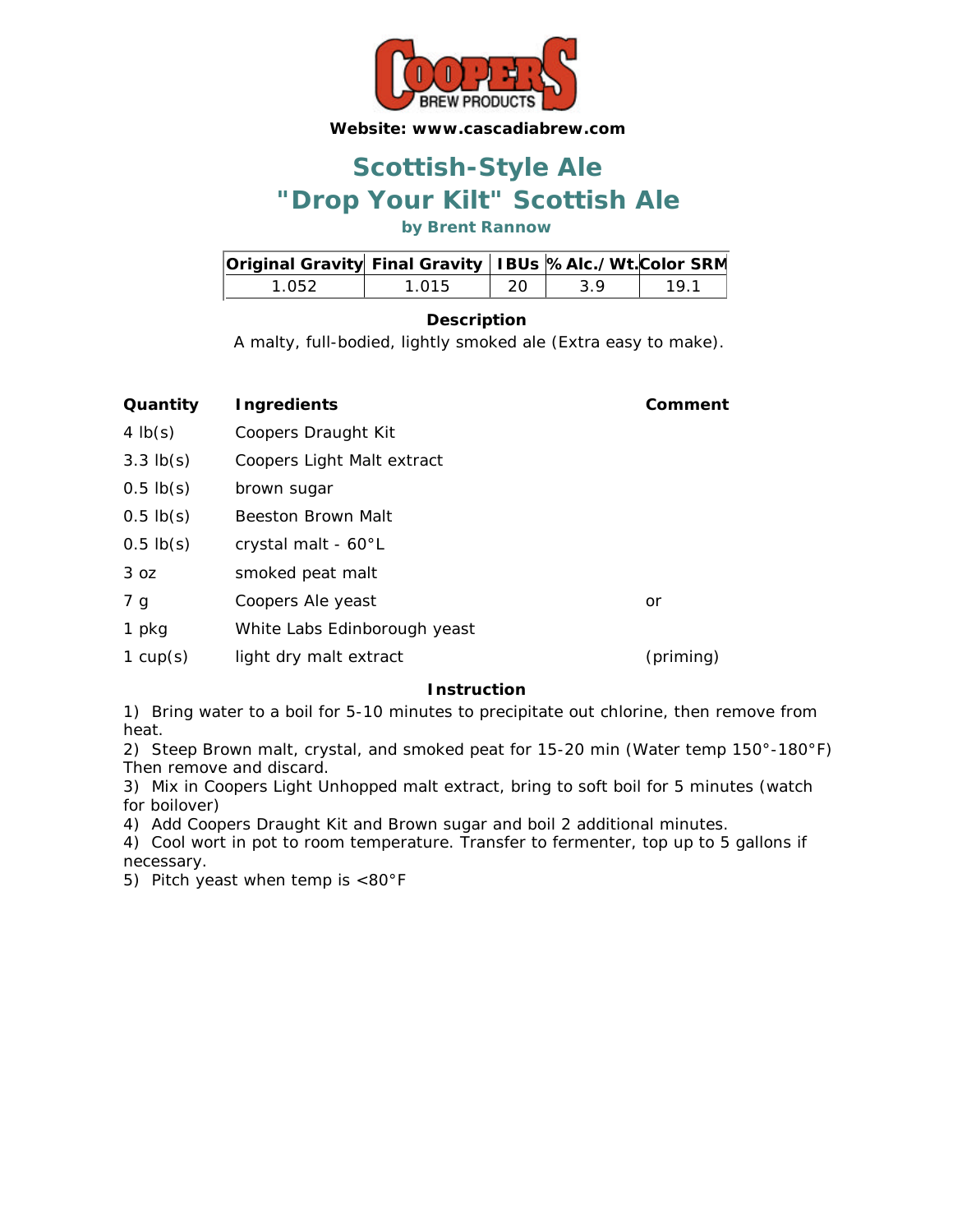**Website: www.cascadiabrew.com**

# Scottish-Style Ale
# "Drop Your Kilt" Scottish Ale

**by Brent Rannow**

| Original Gravity | Final Gravity | IBUs | % Alc./Wt. | Color SRM |
|---|---|---|---|---|
| 1.052 | 1.015 | 20 | 3.9 | 19.1 |

**Description**

A malty, full-bodied, lightly smoked ale (Extra easy to make).

| Quantity | Ingredients | Comment |
|---|---|---|
| 4 lb(s) | Coopers Draught Kit | |
| 3.3 lb(s) | Coopers Light Malt extract | |
| 0.5 lb(s) | brown sugar | |
| 0.5 lb(s) | Beeston Brown Malt | |
| 0.5 lb(s) | crystal malt - 60°L | |
| 3 oz | smoked peat malt | |
| 7 g | Coopers Ale yeast | or |
| 1 pkg | White Labs Edinborough yeast | |
| 1 cup(s) | light dry malt extract | (priming) |

**Instruction**

1) Bring water to a boil for 5-10 minutes to precipitate out chlorine, then remove from heat.
2) Steep Brown malt, crystal, and smoked peat for 15-20 min (Water temp 150°-180°F) Then remove and discard.
3) Mix in Coopers Light Unhopped malt extract, bring to soft boil for 5 minutes (watch for boilover)
4) Add Coopers Draught Kit and Brown sugar and boil 2 additional minutes.
4) Cool wort in pot to room temperature. Transfer to fermenter, top up to 5 gallons if necessary.
5) Pitch yeast when temp is <80°F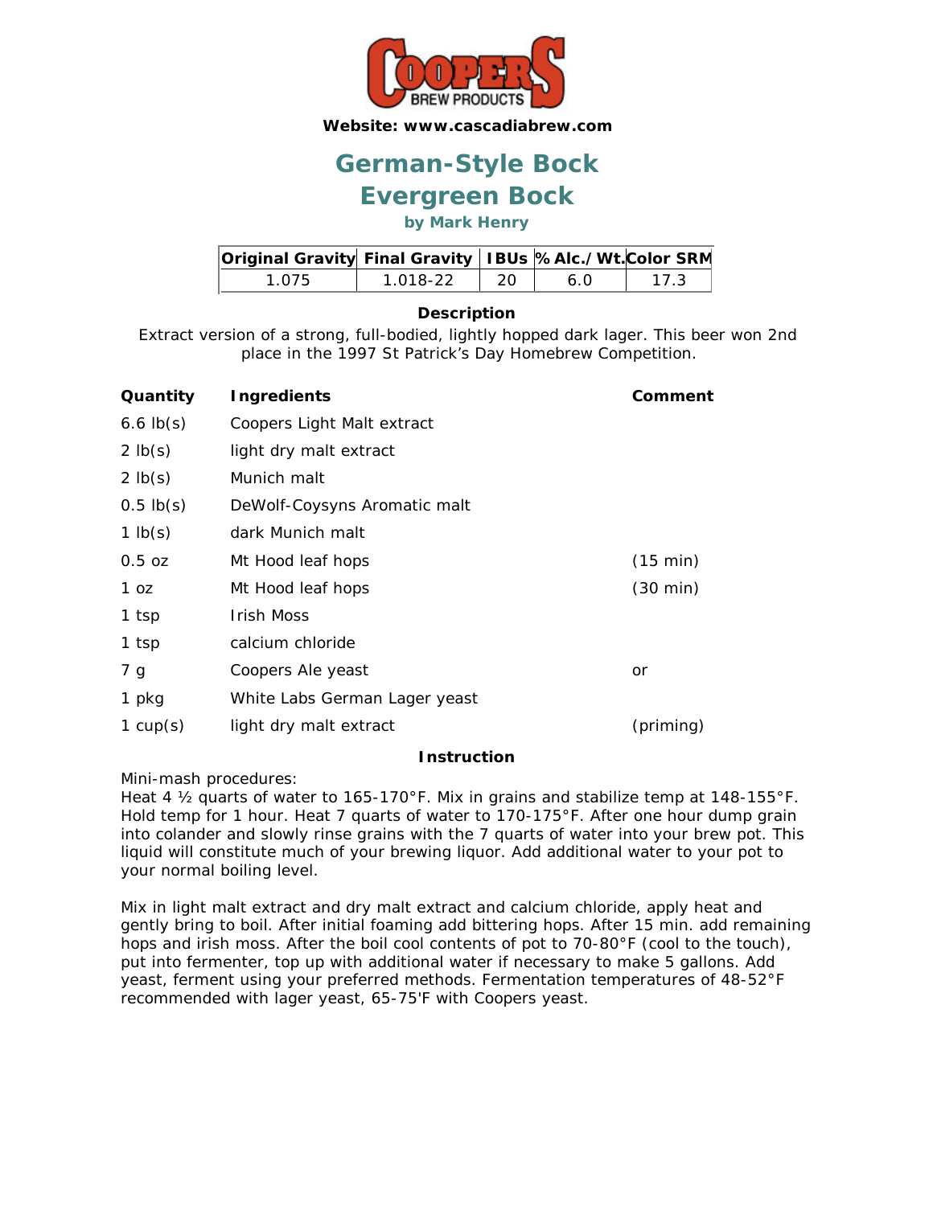**Website: www.cascadiabrew.com**

# German-Style Bock

# Evergreen Bock

**by Mark Henry**

| Original Gravity | Final Gravity | IBUs | % Alc./Wt. | Color SRM |
|---|---|---|---|---|
| 1.075 | 1.018-22 | 20 | 6.0 | 17.3 |

**Description**

Extract version of a strong, full-bodied, lightly hopped dark lager. This beer won 2nd place in the 1997 St Patrick's Day Homebrew Competition.

| Quantity | Ingredients | Comment |
|---|---|---|
| 6.6 lb(s) | Coopers Light Malt extract | |
| 2 lb(s) | light dry malt extract | |
| 2 lb(s) | Munich malt | |
| 0.5 lb(s) | DeWolf-Coysyns Aromatic malt | |
| 1 lb(s) | dark Munich malt | |
| 0.5 oz | Mt Hood leaf hops | (15 min) |
| 1 oz | Mt Hood leaf hops | (30 min) |
| 1 tsp | Irish Moss | |
| 1 tsp | calcium chloride | |
| 7 g | Coopers Ale yeast | or |
| 1 pkg | White Labs German Lager yeast | |
| 1 cup(s) | light dry malt extract | (priming) |

**Instruction**

Mini-mash procedures:
Heat 4 ½ quarts of water to 165-170°F. Mix in grains and stabilize temp at 148-155°F. Hold temp for 1 hour. Heat 7 quarts of water to 170-175°F. After one hour dump grain into colander and slowly rinse grains with the 7 quarts of water into your brew pot. This liquid will constitute much of your brewing liquor. Add additional water to your pot to your normal boiling level.

Mix in light malt extract and dry malt extract and calcium chloride, apply heat and gently bring to boil. After initial foaming add bittering hops. After 15 min. add remaining hops and irish moss. After the boil cool contents of pot to 70-80°F (cool to the touch), put into fermenter, top up with additional water if necessary to make 5 gallons. Add yeast, ferment using your preferred methods. Fermentation temperatures of 48-52°F recommended with lager yeast, 65-75'F with Coopers yeast.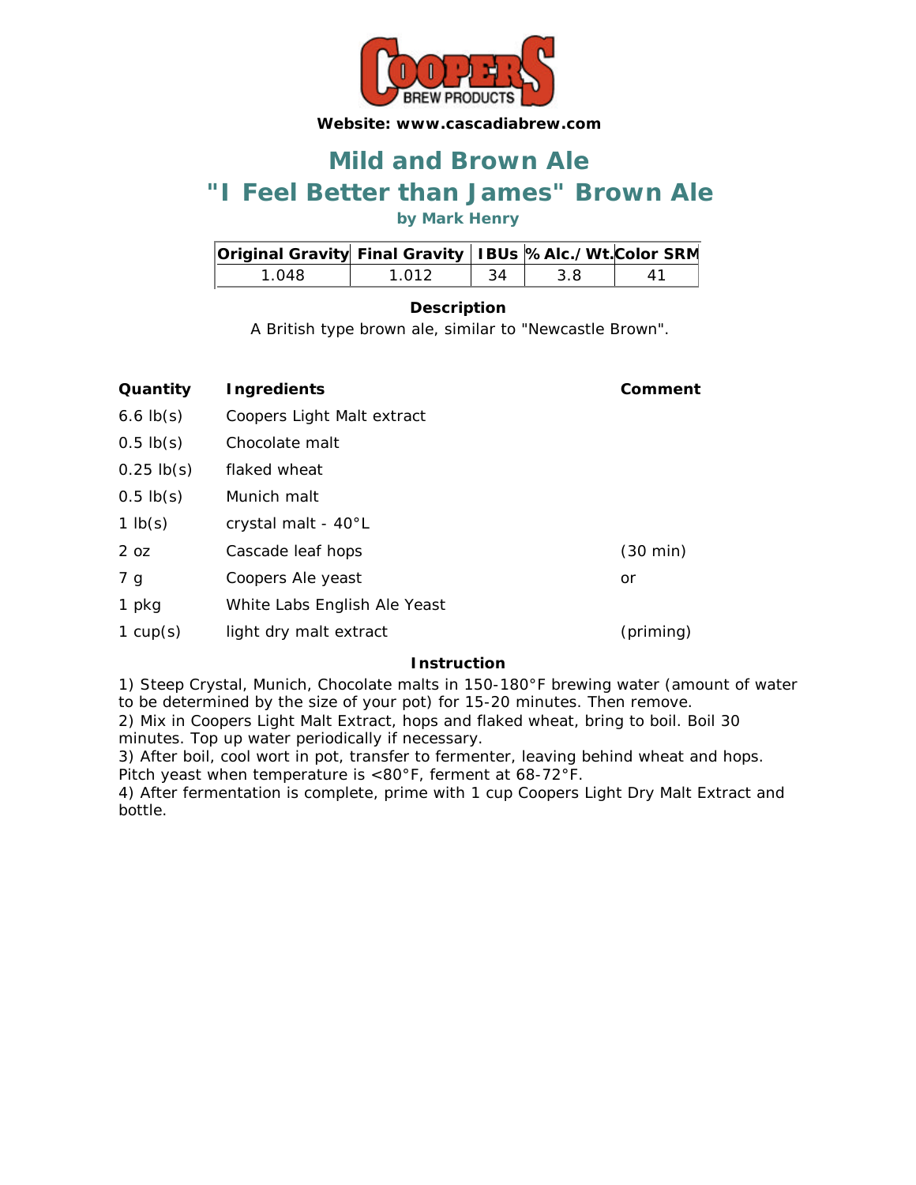**Website: www.cascadiabrew.com**

# Mild and Brown Ale

# "I Feel Better than James" Brown Ale

### by Mark Henry

| Original Gravity | Final Gravity | IBUs | % Alc./Wt. | Color SRM |
|---|---|---|---|---|
| 1.048 | 1.012 | 34 | 3.8 | 41 |

**Description**

A British type brown ale, similar to "Newcastle Brown".

| Quantity | Ingredients | Comment |
|---|---|---|
| 6.6 lb(s) | Coopers Light Malt extract | |
| 0.5 lb(s) | Chocolate malt | |
| 0.25 lb(s) | flaked wheat | |
| 0.5 lb(s) | Munich malt | |
| 1 lb(s) | crystal malt - 40°L | |
| 2 oz | Cascade leaf hops | (30 min) |
| 7 g | Coopers Ale yeast | or |
| 1 pkg | White Labs English Ale Yeast | |
| 1 cup(s) | light dry malt extract | (priming) |

**Instruction**

1) Steep Crystal, Munich, Chocolate malts in 150-180°F brewing water (amount of water to be determined by the size of your pot) for 15-20 minutes. Then remove.
2) Mix in Coopers Light Malt Extract, hops and flaked wheat, bring to boil. Boil 30 minutes. Top up water periodically if necessary.
3) After boil, cool wort in pot, transfer to fermenter, leaving behind wheat and hops. Pitch yeast when temperature is <80°F, ferment at 68-72°F.
4) After fermentation is complete, prime with 1 cup Coopers Light Dry Malt Extract and bottle.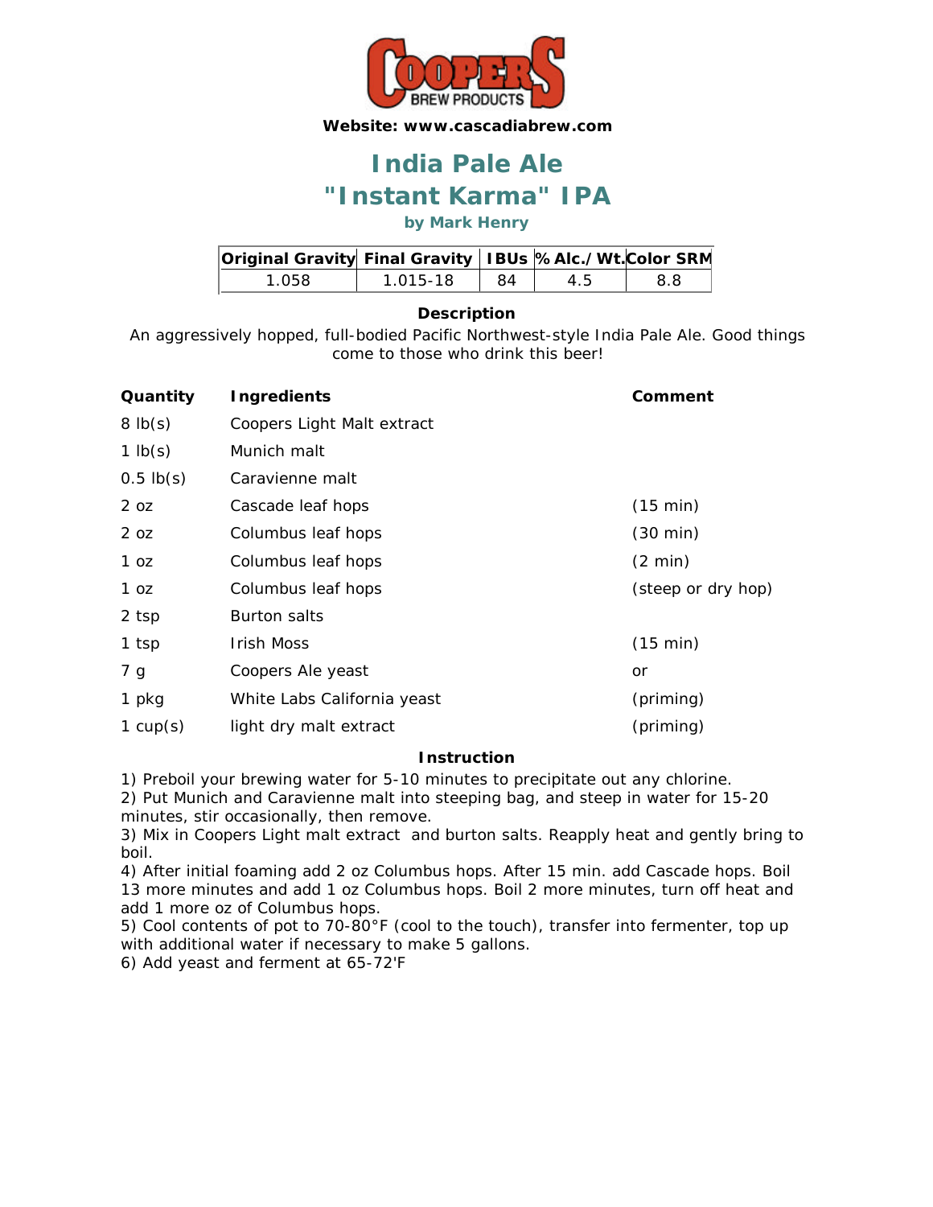COOPERS BREW PRODUCTS

**Website: www.cascadiabrew.com**

# India Pale Ale
# "Instant Karma" IPA

**by Mark Henry**

| Original Gravity | Final Gravity | IBUs | % Alc./Wt. | Color SRM |
|---|---|---|---|---|
| 1.058 | 1.015-18 | 84 | 4.5 | 8.8 |

### Description

An aggressively hopped, full-bodied Pacific Northwest-style India Pale Ale. Good things come to those who drink this beer!

| Quantity | Ingredients | Comment |
|---|---|---|
| 8 lb(s) | Coopers Light Malt extract | |
| 1 lb(s) | Munich malt | |
| 0.5 lb(s) | Caravienne malt | |
| 2 oz | Cascade leaf hops | (15 min) |
| 2 oz | Columbus leaf hops | (30 min) |
| 1 oz | Columbus leaf hops | (2 min) |
| 1 oz | Columbus leaf hops | (steep or dry hop) |
| 2 tsp | Burton salts | |
| 1 tsp | Irish Moss | (15 min) |
| 7 g | Coopers Ale yeast | or |
| 1 pkg | White Labs California yeast | (priming) |
| 1 cup(s) | light dry malt extract | (priming) |

### Instruction

1) Preboil your brewing water for 5-10 minutes to precipitate out any chlorine.
2) Put Munich and Caravienne malt into steeping bag, and steep in water for 15-20 minutes, stir occasionally, then remove.
3) Mix in Coopers Light malt extract and burton salts. Reapply heat and gently bring to boil.
4) After initial foaming add 2 oz Columbus hops. After 15 min. add Cascade hops. Boil 13 more minutes and add 1 oz Columbus hops. Boil 2 more minutes, turn off heat and add 1 more oz of Columbus hops.
5) Cool contents of pot to 70-80°F (cool to the touch), transfer into fermenter, top up with additional water if necessary to make 5 gallons.
6) Add yeast and ferment at 65-72'F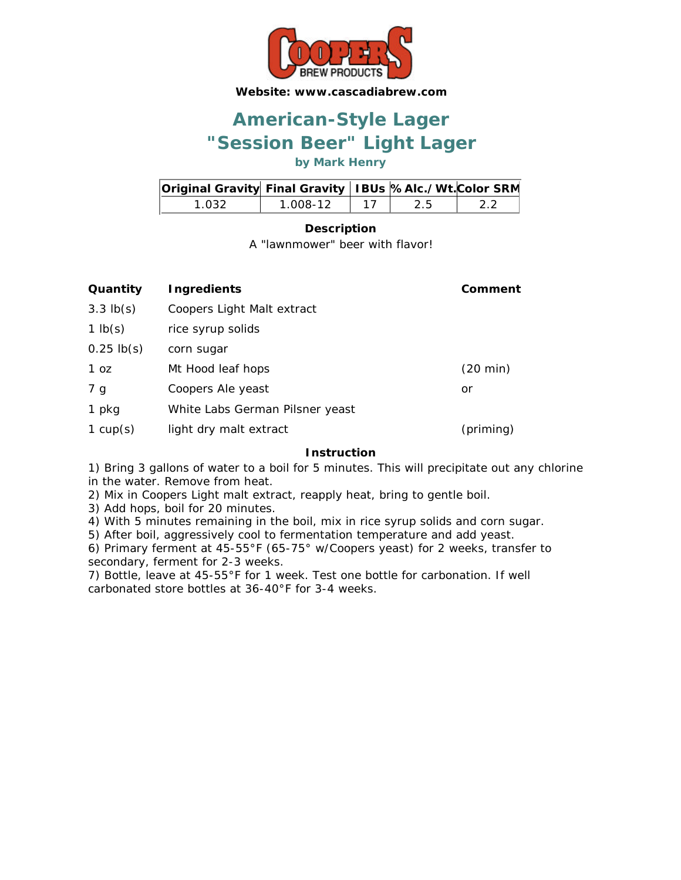**Website: www.cascadiabrew.com**

# American-Style Lager
# "Session Beer" Light Lager

**by Mark Henry**

| Original Gravity | Final Gravity | IBUs | % Alc./Wt. | Color SRM |
|---|---|---|---|---|
| 1.032 | 1.008-12 | 17 | 2.5 | 2.2 |

**Description**

A "lawnmower" beer with flavor!

| Quantity | Ingredients | Comment |
|---|---|---|
| 3.3 lb(s) | Coopers Light Malt extract | |
| 1 lb(s) | rice syrup solids | |
| 0.25 lb(s) | corn sugar | |
| 1 oz | Mt Hood leaf hops | (20 min) |
| 7 g | Coopers Ale yeast | or |
| 1 pkg | White Labs German Pilsner yeast | |
| 1 cup(s) | light dry malt extract | (priming) |

**Instruction**

1) Bring 3 gallons of water to a boil for 5 minutes. This will precipitate out any chlorine in the water. Remove from heat.
2) Mix in Coopers Light malt extract, reapply heat, bring to gentle boil.
3) Add hops, boil for 20 minutes.
4) With 5 minutes remaining in the boil, mix in rice syrup solids and corn sugar.
5) After boil, aggressively cool to fermentation temperature and add yeast.
6) Primary ferment at 45-55°F (65-75° w/Coopers yeast) for 2 weeks, transfer to secondary, ferment for 2-3 weeks.
7) Bottle, leave at 45-55°F for 1 week. Test one bottle for carbonation. If well carbonated store bottles at 36-40°F for 3-4 weeks.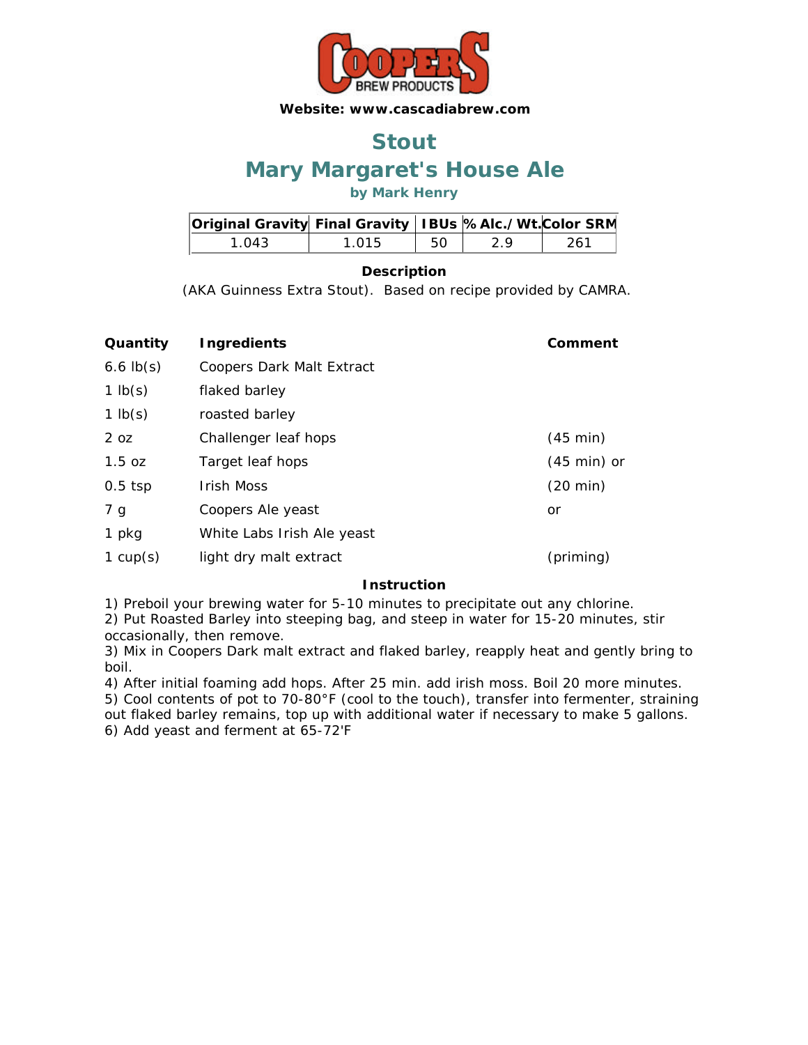**Website: www.cascadiabrew.com**

# Stout

# Mary Margaret's House Ale

### by Mark Henry

| Original Gravity | Final Gravity | IBUs | % Alc./Wt. | Color SRM |
|---|---|---|---|---|
| 1.043 | 1.015 | 50 | 2.9 | 261 |

**Description**

(AKA Guinness Extra Stout). Based on recipe provided by CAMRA.

| Quantity | Ingredients | Comment |
|---|---|---|
| 6.6 lb(s) | Coopers Dark Malt Extract | |
| 1 lb(s) | flaked barley | |
| 1 lb(s) | roasted barley | |
| 2 oz | Challenger leaf hops | (45 min) |
| 1.5 oz | Target leaf hops | (45 min) or |
| 0.5 tsp | Irish Moss | (20 min) |
| 7 g | Coopers Ale yeast | or |
| 1 pkg | White Labs Irish Ale yeast | |
| 1 cup(s) | light dry malt extract | (priming) |

**Instruction**

1) Preboil your brewing water for 5-10 minutes to precipitate out any chlorine.
2) Put Roasted Barley into steeping bag, and steep in water for 15-20 minutes, stir occasionally, then remove.
3) Mix in Coopers Dark malt extract and flaked barley, reapply heat and gently bring to boil.
4) After initial foaming add hops. After 25 min. add irish moss. Boil 20 more minutes.
5) Cool contents of pot to 70-80°F (cool to the touch), transfer into fermenter, straining out flaked barley remains, top up with additional water if necessary to make 5 gallons.
6) Add yeast and ferment at 65-72'F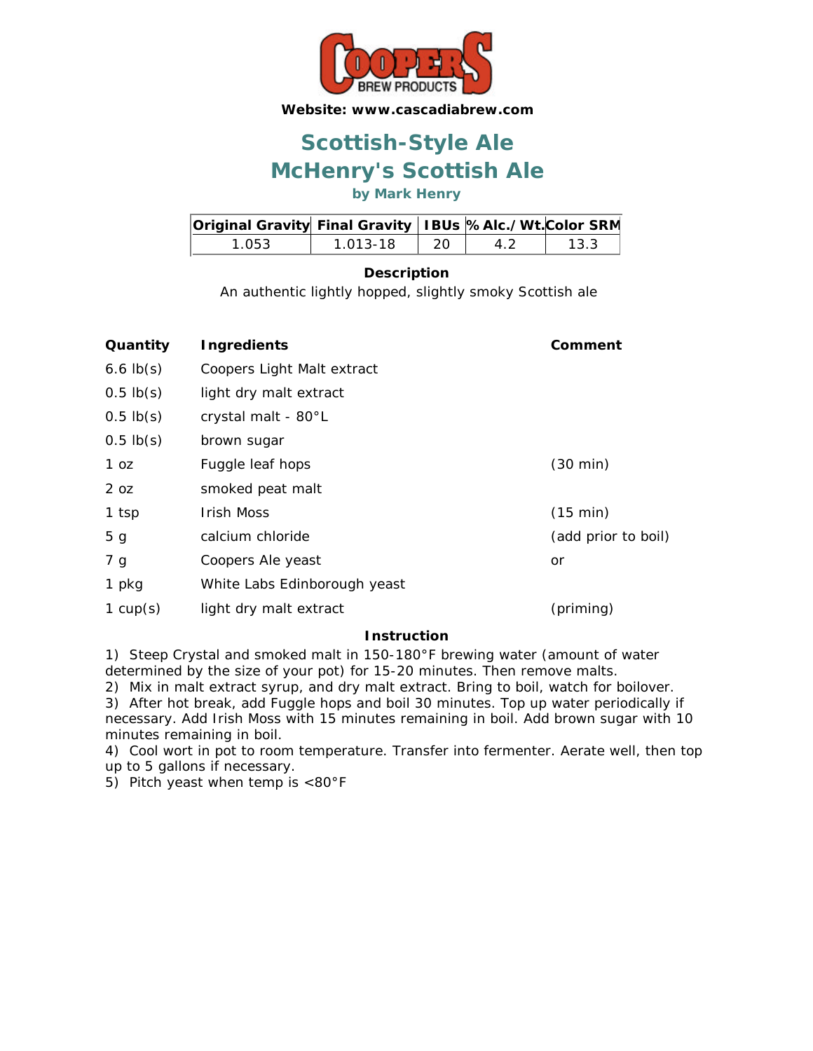**Website: www.cascadiabrew.com**

# Scottish-Style Ale
# McHenry's Scottish Ale

**by Mark Henry**

| Original Gravity | Final Gravity | IBUs | % Alc./Wt. | Color SRM |
|---|---|---|---|---|
| 1.053 | 1.013-18 | 20 | 4.2 | 13.3 |

**Description**

An authentic lightly hopped, slightly smoky Scottish ale

| Quantity | Ingredients | Comment |
|---|---|---|
| 6.6 lb(s) | Coopers Light Malt extract | |
| 0.5 lb(s) | light dry malt extract | |
| 0.5 lb(s) | crystal malt - 80°L | |
| 0.5 lb(s) | brown sugar | |
| 1 oz | Fuggle leaf hops | (30 min) |
| 2 oz | smoked peat malt | |
| 1 tsp | Irish Moss | (15 min) |
| 5 g | calcium chloride | (add prior to boil) |
| 7 g | Coopers Ale yeast | or |
| 1 pkg | White Labs Edinborough yeast | |
| 1 cup(s) | light dry malt extract | (priming) |

**Instruction**

1) Steep Crystal and smoked malt in 150-180°F brewing water (amount of water determined by the size of your pot) for 15-20 minutes. Then remove malts.
2) Mix in malt extract syrup, and dry malt extract. Bring to boil, watch for boilover.
3) After hot break, add Fuggle hops and boil 30 minutes. Top up water periodically if necessary. Add Irish Moss with 15 minutes remaining in boil. Add brown sugar with 10 minutes remaining in boil.
4) Cool wort in pot to room temperature. Transfer into fermenter. Aerate well, then top up to 5 gallons if necessary.
5) Pitch yeast when temp is <80°F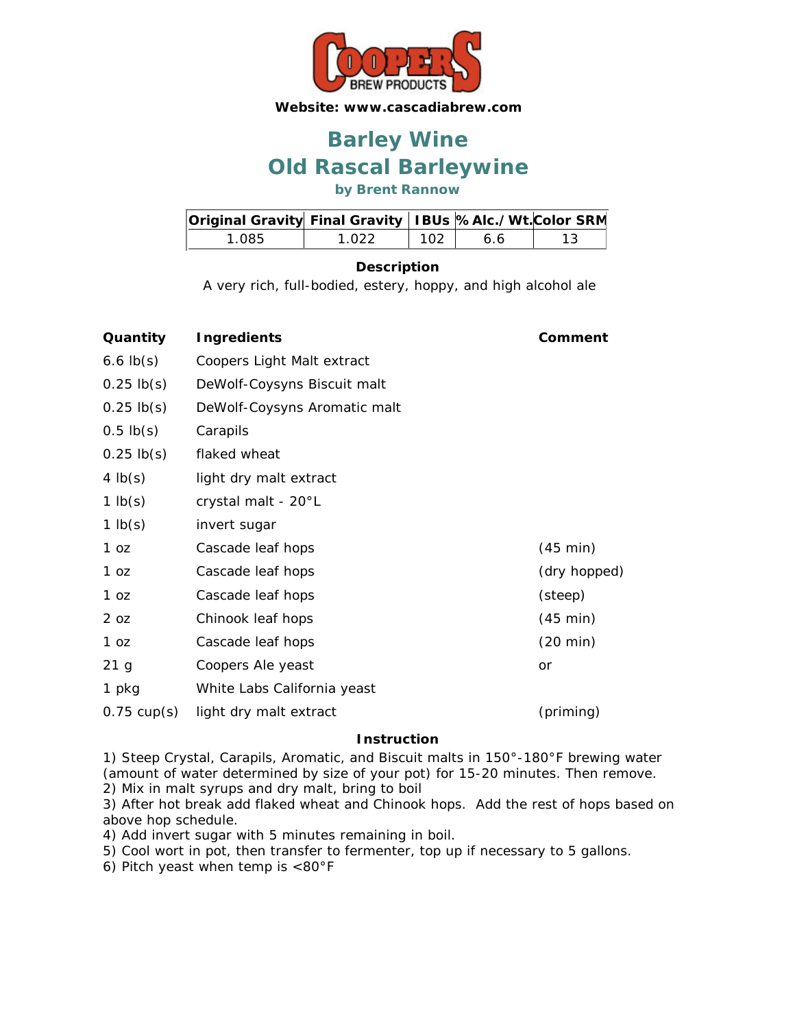**Website: www.cascadiabrew.com**

# Barley Wine
# Old Rascal Barleywine

**by Brent Rannow**

| Original Gravity | Final Gravity | IBUs | % Alc./Wt. | Color SRM |
|---|---|---|---|---|
| 1.085 | 1.022 | 102 | 6.6 | 13 |

**Description**

A very rich, full-bodied, estery, hoppy, and high alcohol ale

| Quantity | Ingredients | Comment |
|---|---|---|
| 6.6 lb(s) | Coopers Light Malt extract | |
| 0.25 lb(s) | DeWolf-Coysyns Biscuit malt | |
| 0.25 lb(s) | DeWolf-Coysyns Aromatic malt | |
| 0.5 lb(s) | Carapils | |
| 0.25 lb(s) | flaked wheat | |
| 4 lb(s) | light dry malt extract | |
| 1 lb(s) | crystal malt - 20°L | |
| 1 lb(s) | invert sugar | |
| 1 oz | Cascade leaf hops | (45 min) |
| 1 oz | Cascade leaf hops | (dry hopped) |
| 1 oz | Cascade leaf hops | (steep) |
| 2 oz | Chinook leaf hops | (45 min) |
| 1 oz | Cascade leaf hops | (20 min) |
| 21 g | Coopers Ale yeast | or |
| 1 pkg | White Labs California yeast | |
| 0.75 cup(s) | light dry malt extract | (priming) |

**Instruction**

1) Steep Crystal, Carapils, Aromatic, and Biscuit malts in 150°-180°F brewing water (amount of water determined by size of your pot) for 15-20 minutes. Then remove.
2) Mix in malt syrups and dry malt, bring to boil
3) After hot break add flaked wheat and Chinook hops. Add the rest of hops based on above hop schedule.
4) Add invert sugar with 5 minutes remaining in boil.
5) Cool wort in pot, then transfer to fermenter, top up if necessary to 5 gallons.
6) Pitch yeast when temp is <80°F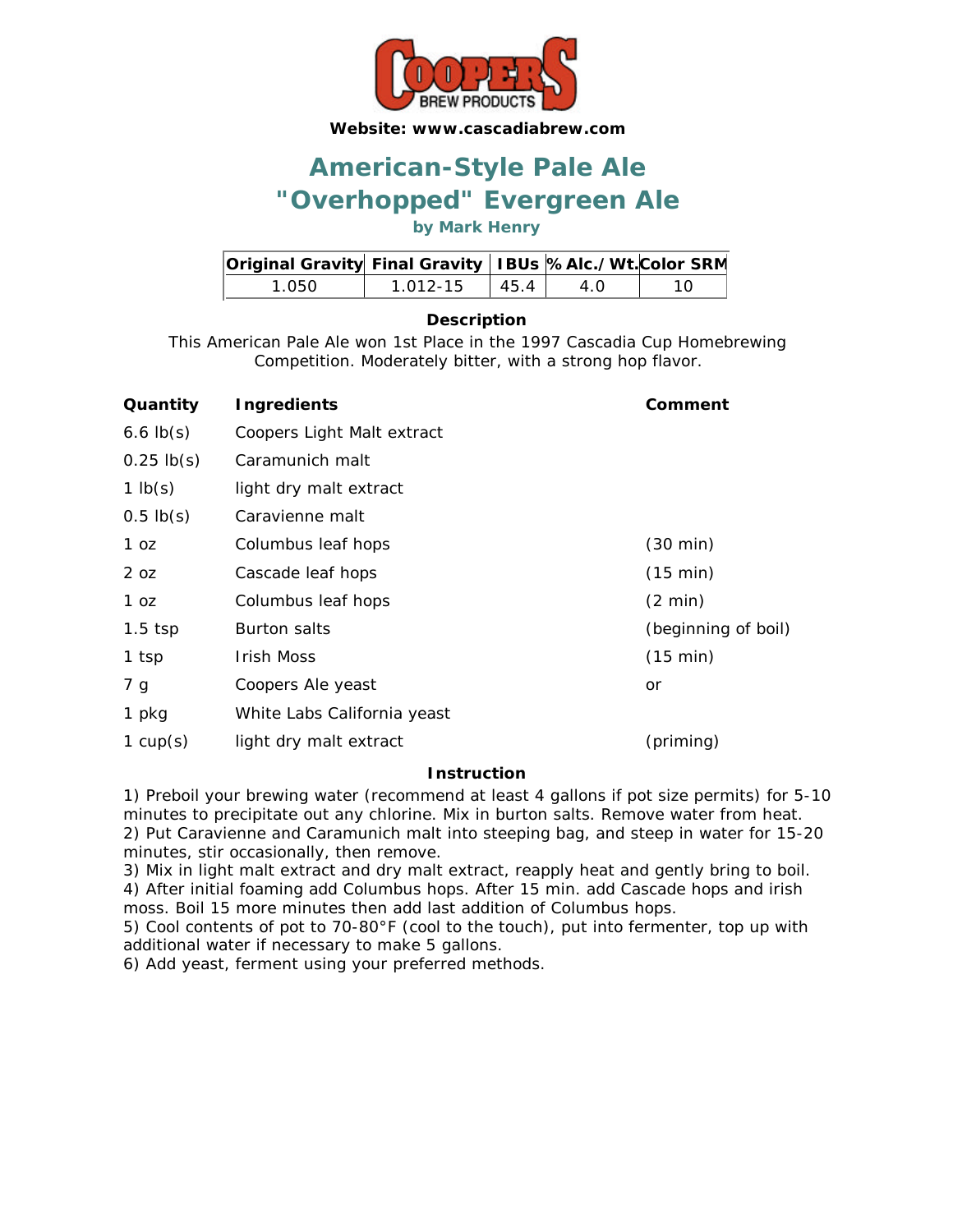**Website: www.cascadiabrew.com**

# American-Style Pale Ale
# "Overhopped" Evergreen Ale

**by Mark Henry**

| Original Gravity | Final Gravity | IBUs | % Alc./Wt. | Color SRM |
|---|---|---|---|---|
| 1.050 | 1.012-15 | 45.4 | 4.0 | 10 |

### Description

This American Pale Ale won 1st Place in the 1997 Cascadia Cup Homebrewing Competition. Moderately bitter, with a strong hop flavor.

| Quantity | Ingredients | Comment |
|---|---|---|
| 6.6 lb(s) | Coopers Light Malt extract | |
| 0.25 lb(s) | Caramunich malt | |
| 1 lb(s) | light dry malt extract | |
| 0.5 lb(s) | Caravienne malt | |
| 1 oz | Columbus leaf hops | (30 min) |
| 2 oz | Cascade leaf hops | (15 min) |
| 1 oz | Columbus leaf hops | (2 min) |
| 1.5 tsp | Burton salts | (beginning of boil) |
| 1 tsp | Irish Moss | (15 min) |
| 7 g | Coopers Ale yeast | or |
| 1 pkg | White Labs California yeast | |
| 1 cup(s) | light dry malt extract | (priming) |

### Instruction

1) Preboil your brewing water (recommend at least 4 gallons if pot size permits) for 5-10 minutes to precipitate out any chlorine. Mix in burton salts. Remove water from heat.
2) Put Caravienne and Caramunich malt into steeping bag, and steep in water for 15-20 minutes, stir occasionally, then remove.
3) Mix in light malt extract and dry malt extract, reapply heat and gently bring to boil.
4) After initial foaming add Columbus hops. After 15 min. add Cascade hops and irish moss. Boil 15 more minutes then add last addition of Columbus hops.
5) Cool contents of pot to 70-80°F (cool to the touch), put into fermenter, top up with additional water if necessary to make 5 gallons.
6) Add yeast, ferment using your preferred methods.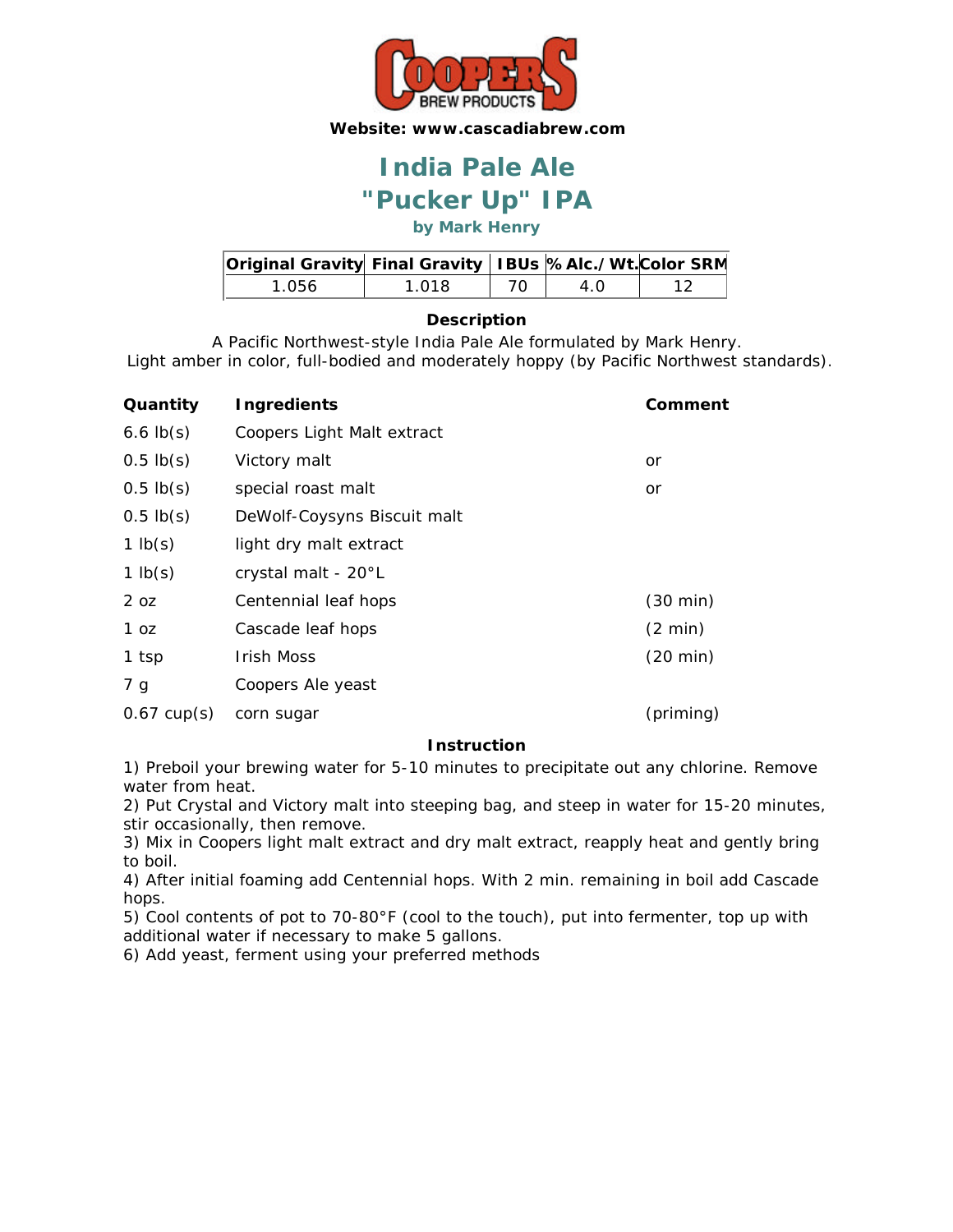Website: www.cascadiabrew.com

# India Pale Ale
# "Pucker Up" IPA
### by Mark Henry

| Original Gravity | Final Gravity | IBUs | % Alc./Wt. | Color SRM |
|---|---|---|---|---|
| 1.056 | 1.018 | 70 | 4.0 | 12 |

**Description**

A Pacific Northwest-style India Pale Ale formulated by Mark Henry.
Light amber in color, full-bodied and moderately hoppy (by Pacific Northwest standards).

| Quantity | Ingredients | Comment |
|---|---|---|
| 6.6 lb(s) | Coopers Light Malt extract | |
| 0.5 lb(s) | Victory malt | or |
| 0.5 lb(s) | special roast malt | or |
| 0.5 lb(s) | DeWolf-Coysyns Biscuit malt | |
| 1 lb(s) | light dry malt extract | |
| 1 lb(s) | crystal malt - 20°L | |
| 2 oz | Centennial leaf hops | (30 min) |
| 1 oz | Cascade leaf hops | (2 min) |
| 1 tsp | Irish Moss | (20 min) |
| 7 g | Coopers Ale yeast | |
| 0.67 cup(s) | corn sugar | (priming) |

**Instruction**

1) Preboil your brewing water for 5-10 minutes to precipitate out any chlorine. Remove water from heat.
2) Put Crystal and Victory malt into steeping bag, and steep in water for 15-20 minutes, stir occasionally, then remove.
3) Mix in Coopers light malt extract and dry malt extract, reapply heat and gently bring to boil.
4) After initial foaming add Centennial hops. With 2 min. remaining in boil add Cascade hops.
5) Cool contents of pot to 70-80°F (cool to the touch), put into fermenter, top up with additional water if necessary to make 5 gallons.
6) Add yeast, ferment using your preferred methods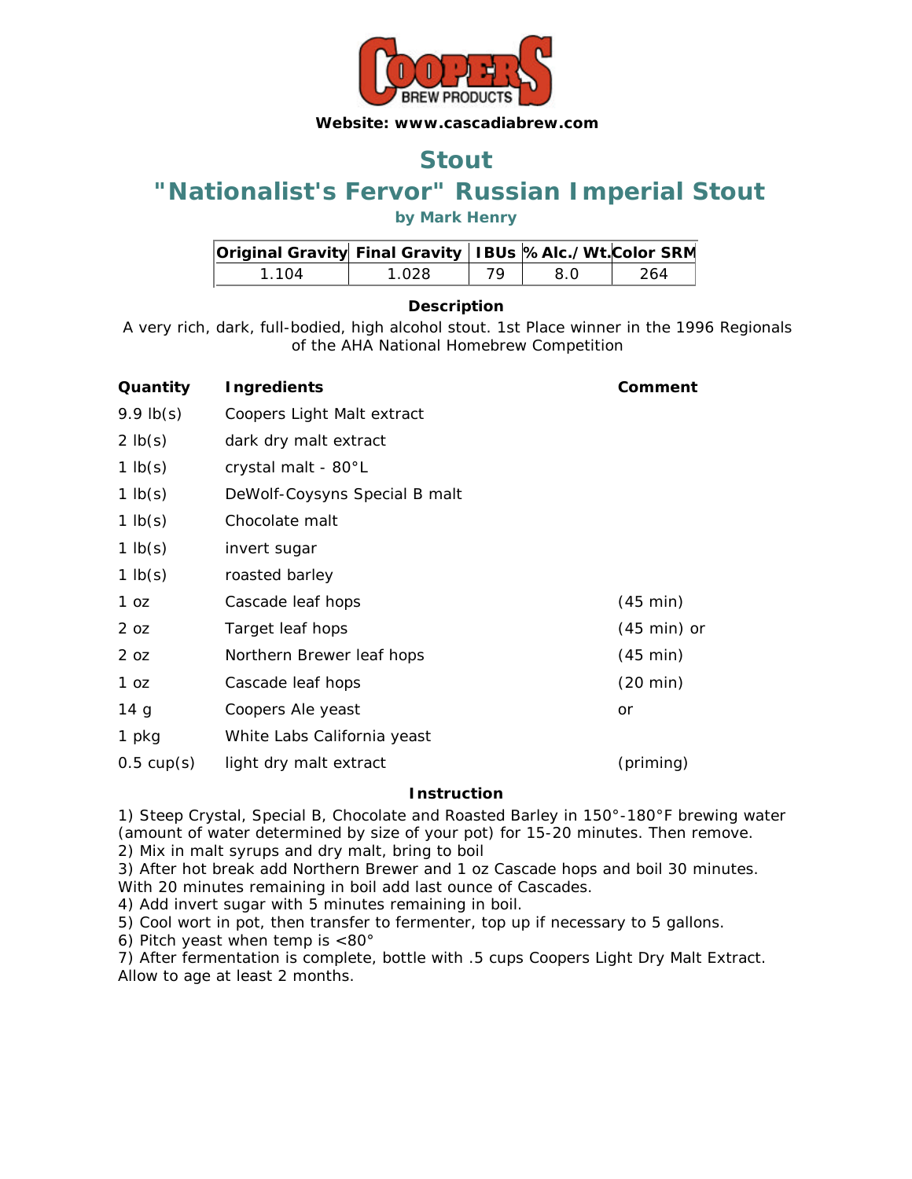Website: www.cascadiabrew.com

# Stout

# "Nationalist's Fervor" Russian Imperial Stout

### by Mark Henry

| Original Gravity | Final Gravity | IBUs | % Alc./Wt. | Color SRM |
|---|---|---|---|---|
| 1.104 | 1.028 | 79 | 8.0 | 264 |

**Description**

A very rich, dark, full-bodied, high alcohol stout. 1st Place winner in the 1996 Regionals of the AHA National Homebrew Competition

| Quantity | Ingredients | Comment |
|---|---|---|
| 9.9 lb(s) | Coopers Light Malt extract | |
| 2 lb(s) | dark dry malt extract | |
| 1 lb(s) | crystal malt - 80°L | |
| 1 lb(s) | DeWolf-Coysyns Special B malt | |
| 1 lb(s) | Chocolate malt | |
| 1 lb(s) | invert sugar | |
| 1 lb(s) | roasted barley | |
| 1 oz | Cascade leaf hops | (45 min) |
| 2 oz | Target leaf hops | (45 min) or |
| 2 oz | Northern Brewer leaf hops | (45 min) |
| 1 oz | Cascade leaf hops | (20 min) |
| 14 g | Coopers Ale yeast | or |
| 1 pkg | White Labs California yeast | |
| 0.5 cup(s) | light dry malt extract | (priming) |

**Instruction**

1) Steep Crystal, Special B, Chocolate and Roasted Barley in 150°-180°F brewing water (amount of water determined by size of your pot) for 15-20 minutes. Then remove.
2) Mix in malt syrups and dry malt, bring to boil
3) After hot break add Northern Brewer and 1 oz Cascade hops and boil 30 minutes. With 20 minutes remaining in boil add last ounce of Cascades.
4) Add invert sugar with 5 minutes remaining in boil.
5) Cool wort in pot, then transfer to fermenter, top up if necessary to 5 gallons.
6) Pitch yeast when temp is <80°
7) After fermentation is complete, bottle with .5 cups Coopers Light Dry Malt Extract. Allow to age at least 2 months.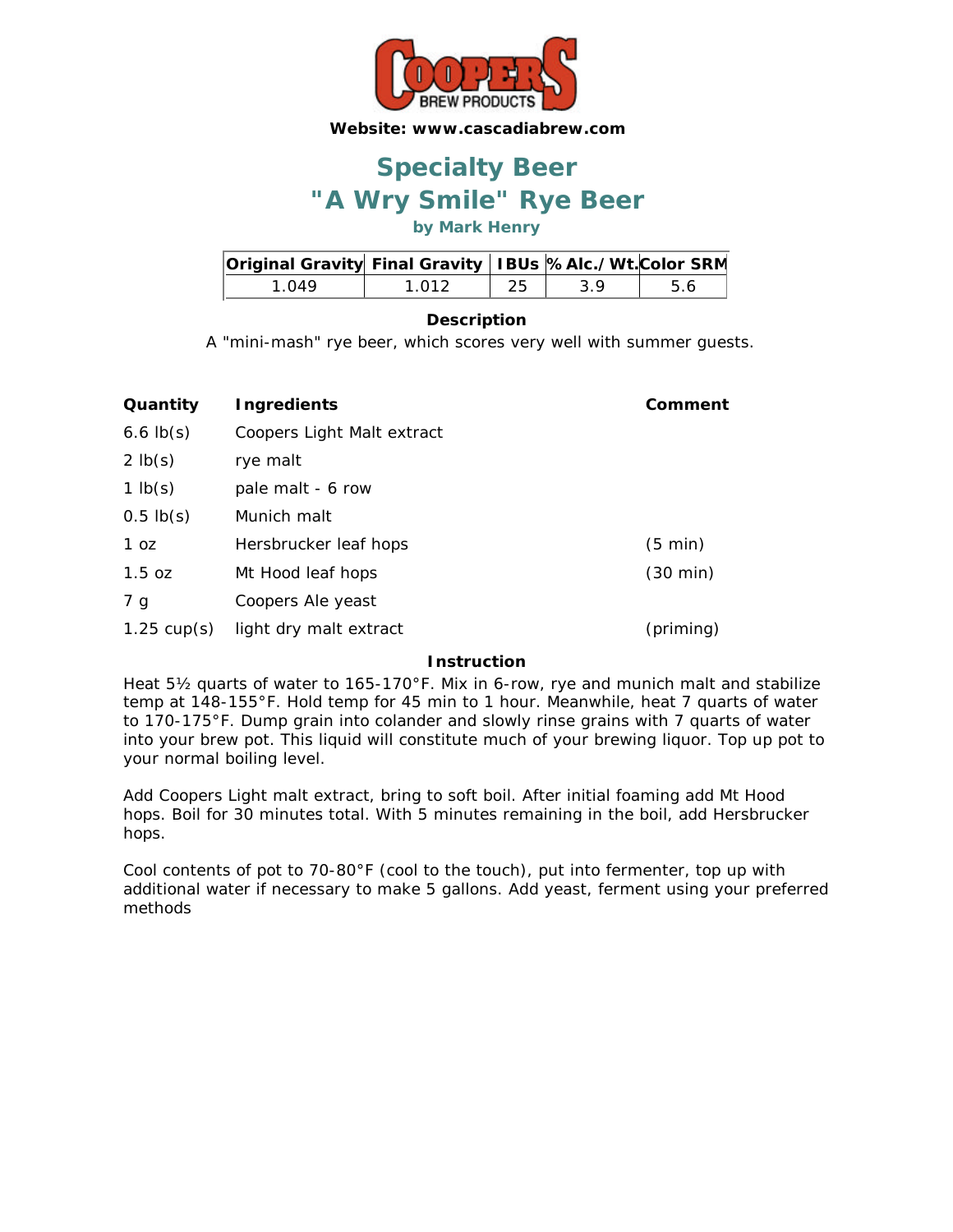**Website: www.cascadiabrew.com**

# Specialty Beer
# "A Wry Smile" Rye Beer

**by Mark Henry**

| Original Gravity | Final Gravity | IBUs | % Alc./Wt. | Color SRM |
|---|---|---|---|---|
| 1.049 | 1.012 | 25 | 3.9 | 5.6 |

**Description**

A "mini-mash" rye beer, which scores very well with summer guests.

| Quantity | Ingredients | Comment |
|---|---|---|
| 6.6 lb(s) | Coopers Light Malt extract | |
| 2 lb(s) | rye malt | |
| 1 lb(s) | pale malt - 6 row | |
| 0.5 lb(s) | Munich malt | |
| 1 oz | Hersbrucker leaf hops | (5 min) |
| 1.5 oz | Mt Hood leaf hops | (30 min) |
| 7 g | Coopers Ale yeast | |
| 1.25 cup(s) | light dry malt extract | (priming) |

**Instruction**

Heat 5½ quarts of water to 165-170°F. Mix in 6-row, rye and munich malt and stabilize temp at 148-155°F. Hold temp for 45 min to 1 hour. Meanwhile, heat 7 quarts of water to 170-175°F. Dump grain into colander and slowly rinse grains with 7 quarts of water into your brew pot. This liquid will constitute much of your brewing liquor. Top up pot to your normal boiling level.

Add Coopers Light malt extract, bring to soft boil. After initial foaming add Mt Hood hops. Boil for 30 minutes total. With 5 minutes remaining in the boil, add Hersbrucker hops.

Cool contents of pot to 70-80°F (cool to the touch), put into fermenter, top up with additional water if necessary to make 5 gallons. Add yeast, ferment using your preferred methods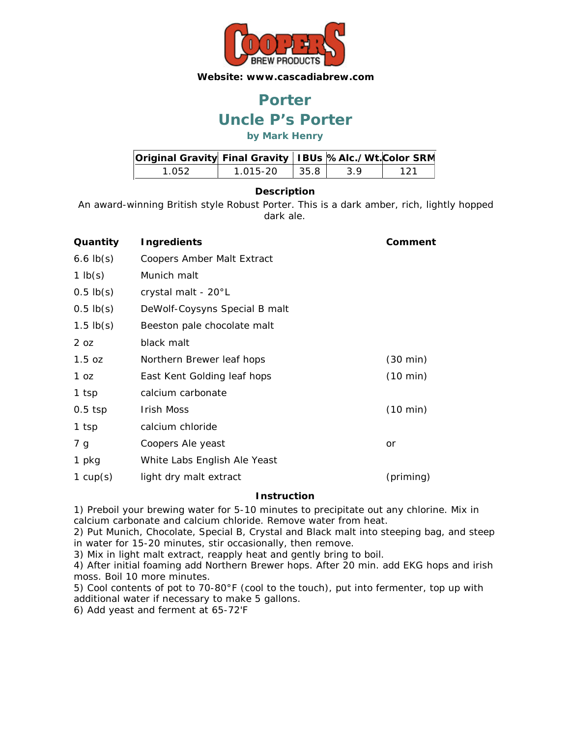**Website: www.cascadiabrew.com**

# Porter

# Uncle P's Porter

### by Mark Henry

| Original Gravity | Final Gravity | IBUs | % Alc./Wt. | Color SRM |
|---|---|---|---|---|
| 1.052 | 1.015-20 | 35.8 | 3.9 | 121 |

**Description**

An award-winning British style Robust Porter. This is a dark amber, rich, lightly hopped dark ale.

| Quantity | Ingredients | Comment |
|---|---|---|
| 6.6 lb(s) | Coopers Amber Malt Extract | |
| 1 lb(s) | Munich malt | |
| 0.5 lb(s) | crystal malt - 20°L | |
| 0.5 lb(s) | DeWolf-Coysyns Special B malt | |
| 1.5 lb(s) | Beeston pale chocolate malt | |
| 2 oz | black malt | |
| 1.5 oz | Northern Brewer leaf hops | (30 min) |
| 1 oz | East Kent Golding leaf hops | (10 min) |
| 1 tsp | calcium carbonate | |
| 0.5 tsp | Irish Moss | (10 min) |
| 1 tsp | calcium chloride | |
| 7 g | Coopers Ale yeast | or |
| 1 pkg | White Labs English Ale Yeast | |
| 1 cup(s) | light dry malt extract | (priming) |

**Instruction**

1) Preboil your brewing water for 5-10 minutes to precipitate out any chlorine. Mix in calcium carbonate and calcium chloride. Remove water from heat.
2) Put Munich, Chocolate, Special B, Crystal and Black malt into steeping bag, and steep in water for 15-20 minutes, stir occasionally, then remove.
3) Mix in light malt extract, reapply heat and gently bring to boil.
4) After initial foaming add Northern Brewer hops. After 20 min. add EKG hops and irish moss. Boil 10 more minutes.
5) Cool contents of pot to 70-80°F (cool to the touch), put into fermenter, top up with additional water if necessary to make 5 gallons.
6) Add yeast and ferment at 65-72'F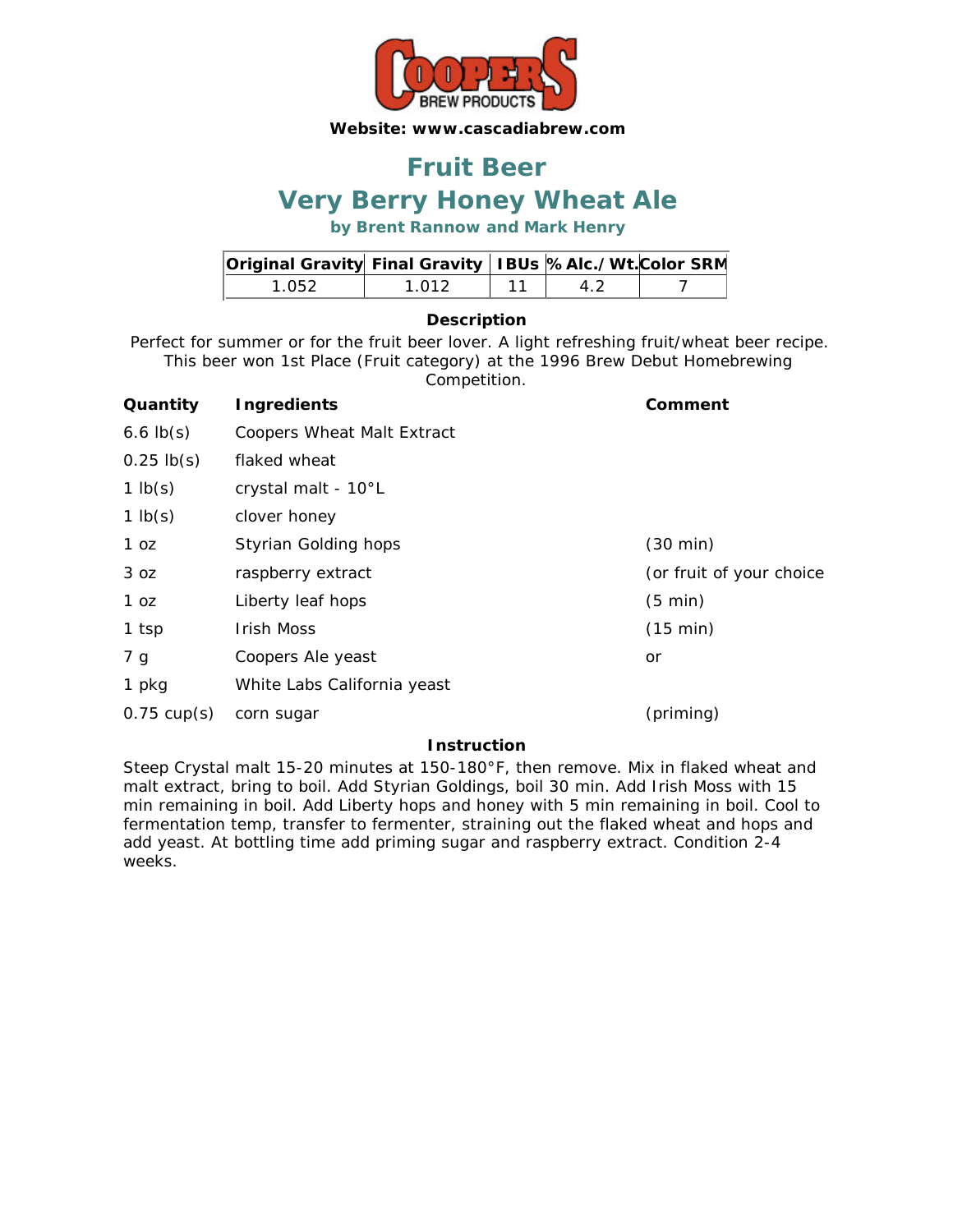**Website: www.cascadiabrew.com**

# Fruit Beer

# Very Berry Honey Wheat Ale

### by Brent Rannow and Mark Henry

| Original Gravity | Final Gravity | IBUs | % Alc./Wt. | Color SRM |
|---|---|---|---|---|
| 1.052 | 1.012 | 11 | 4.2 | 7 |

**Description**

Perfect for summer or for the fruit beer lover. A light refreshing fruit/wheat beer recipe. This beer won 1st Place (Fruit category) at the 1996 Brew Debut Homebrewing Competition.

| Quantity | Ingredients | Comment |
|---|---|---|
| 6.6 lb(s) | Coopers Wheat Malt Extract | |
| 0.25 lb(s) | flaked wheat | |
| 1 lb(s) | crystal malt - 10°L | |
| 1 lb(s) | clover honey | |
| 1 oz | Styrian Golding hops | (30 min) |
| 3 oz | raspberry extract | (or fruit of your choice |
| 1 oz | Liberty leaf hops | (5 min) |
| 1 tsp | Irish Moss | (15 min) |
| 7 g | Coopers Ale yeast | or |
| 1 pkg | White Labs California yeast | |
| 0.75 cup(s) | corn sugar | (priming) |

**Instruction**

Steep Crystal malt 15-20 minutes at 150-180°F, then remove. Mix in flaked wheat and malt extract, bring to boil. Add Styrian Goldings, boil 30 min. Add Irish Moss with 15 min remaining in boil. Add Liberty hops and honey with 5 min remaining in boil. Cool to fermentation temp, transfer to fermenter, straining out the flaked wheat and hops and add yeast. At bottling time add priming sugar and raspberry extract. Condition 2-4 weeks.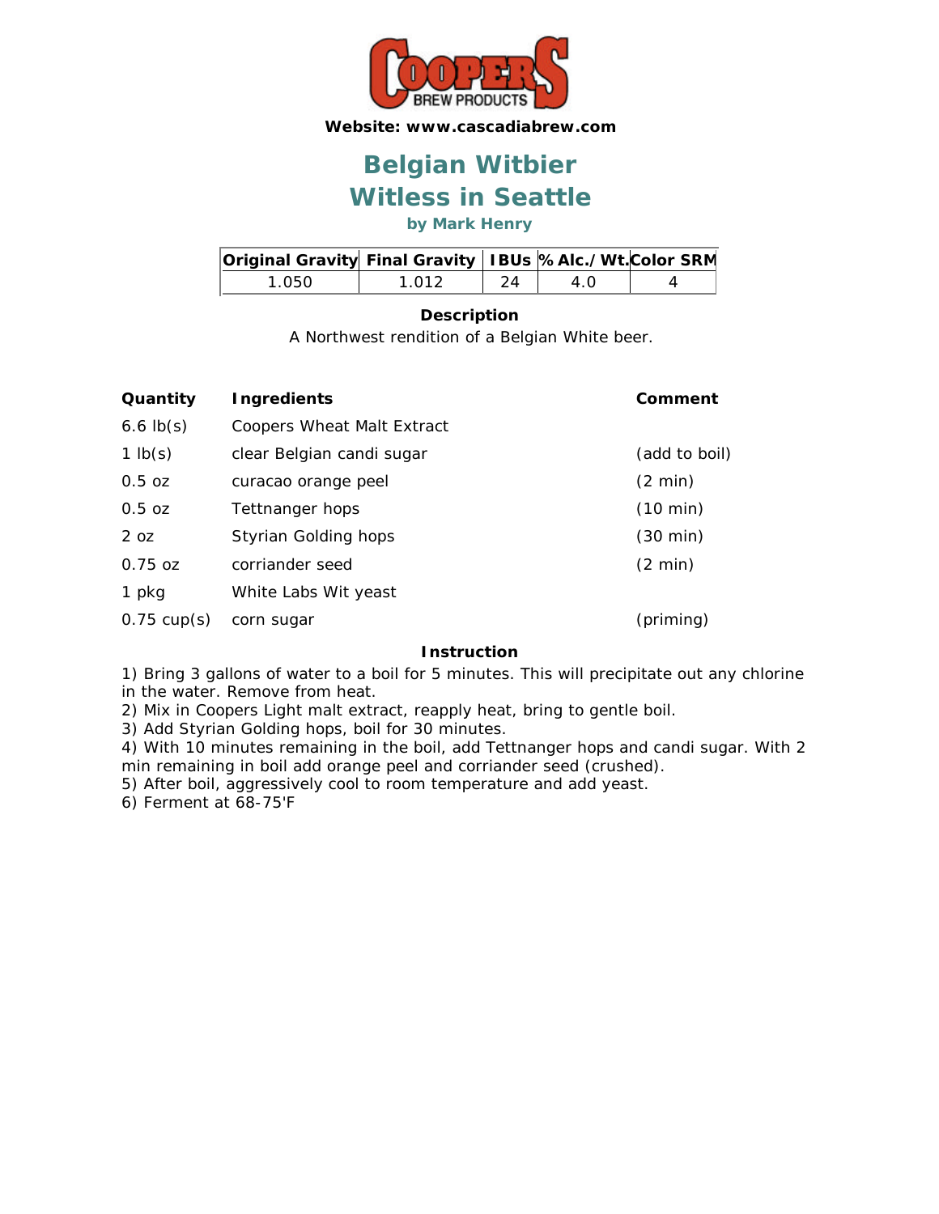**Website: www.cascadiabrew.com**

# Belgian Witbier
# Witless in Seattle

### by Mark Henry

| Original Gravity | Final Gravity | IBUs | % Alc./Wt. | Color SRM |
|---|---|---|---|---|
| 1.050 | 1.012 | 24 | 4.0 | 4 |

**Description**

A Northwest rendition of a Belgian White beer.

| Quantity | Ingredients | Comment |
|---|---|---|
| 6.6 lb(s) | Coopers Wheat Malt Extract | |
| 1 lb(s) | clear Belgian candi sugar | (add to boil) |
| 0.5 oz | curacao orange peel | (2 min) |
| 0.5 oz | Tettnanger hops | (10 min) |
| 2 oz | Styrian Golding hops | (30 min) |
| 0.75 oz | corriander seed | (2 min) |
| 1 pkg | White Labs Wit yeast | |
| 0.75 cup(s) | corn sugar | (priming) |

**Instruction**

1) Bring 3 gallons of water to a boil for 5 minutes. This will precipitate out any chlorine in the water. Remove from heat.
2) Mix in Coopers Light malt extract, reapply heat, bring to gentle boil.
3) Add Styrian Golding hops, boil for 30 minutes.
4) With 10 minutes remaining in the boil, add Tettnanger hops and candi sugar. With 2 min remaining in boil add orange peel and corriander seed (crushed).
5) After boil, aggressively cool to room temperature and add yeast.
6) Ferment at 68-75'F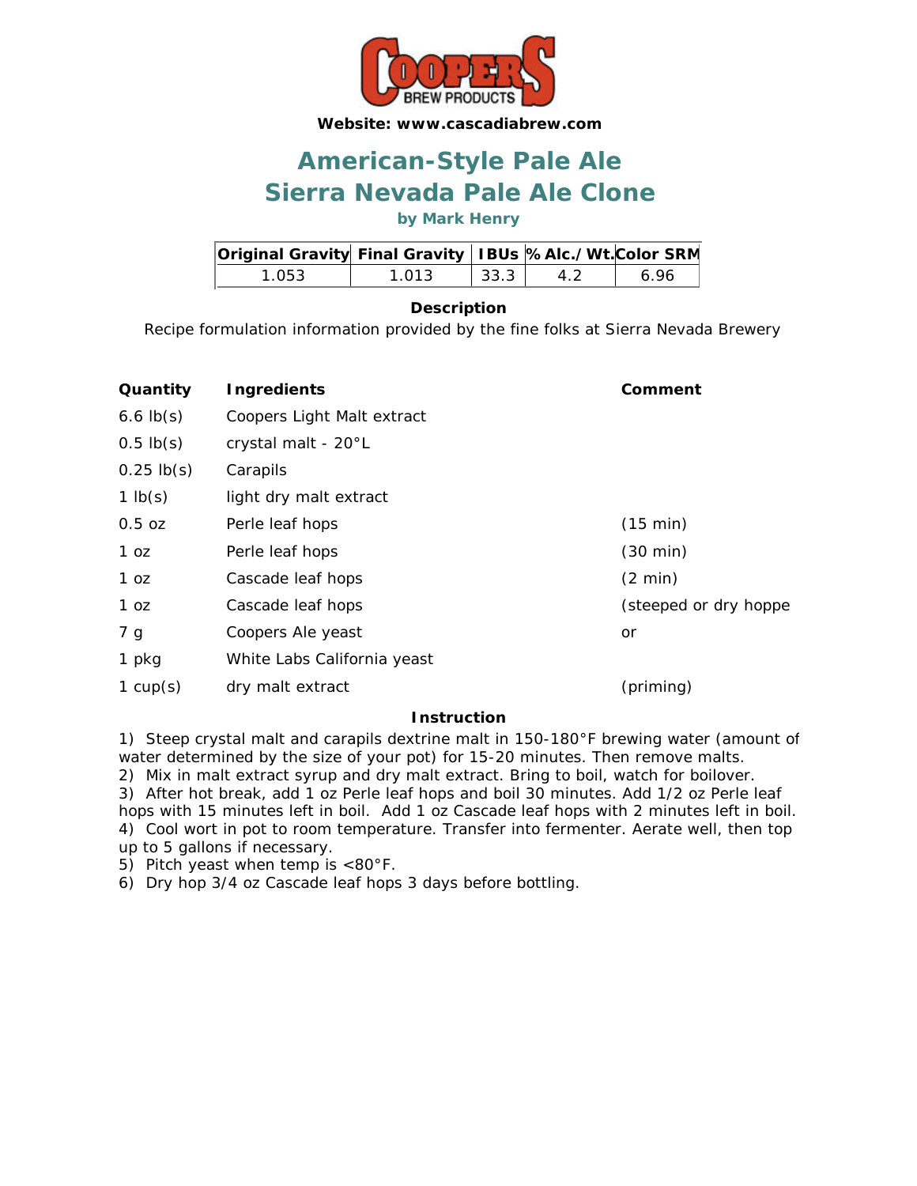**Website: www.cascadiabrew.com**

# American-Style Pale Ale
# Sierra Nevada Pale Ale Clone

**by Mark Henry**

| Original Gravity | Final Gravity | IBUs | % Alc./Wt. | Color SRM |
|---|---|---|---|---|
| 1.053 | 1.013 | 33.3 | 4.2 | 6.96 |

**Description**

Recipe formulation information provided by the fine folks at Sierra Nevada Brewery

| Quantity | Ingredients | Comment |
|---|---|---|
| 6.6 lb(s) | Coopers Light Malt extract | |
| 0.5 lb(s) | crystal malt - 20°L | |
| 0.25 lb(s) | Carapils | |
| 1 lb(s) | light dry malt extract | |
| 0.5 oz | Perle leaf hops | (15 min) |
| 1 oz | Perle leaf hops | (30 min) |
| 1 oz | Cascade leaf hops | (2 min) |
| 1 oz | Cascade leaf hops | (steeped or dry hoppe |
| 7 g | Coopers Ale yeast | or |
| 1 pkg | White Labs California yeast | |
| 1 cup(s) | dry malt extract | (priming) |

**Instruction**

1) Steep crystal malt and carapils dextrine malt in 150-180°F brewing water (amount of water determined by the size of your pot) for 15-20 minutes. Then remove malts.
2) Mix in malt extract syrup and dry malt extract. Bring to boil, watch for boilover.
3) After hot break, add 1 oz Perle leaf hops and boil 30 minutes. Add 1/2 oz Perle leaf hops with 15 minutes left in boil. Add 1 oz Cascade leaf hops with 2 minutes left in boil.
4) Cool wort in pot to room temperature. Transfer into fermenter. Aerate well, then top up to 5 gallons if necessary.
5) Pitch yeast when temp is <80°F.
6) Dry hop 3/4 oz Cascade leaf hops 3 days before bottling.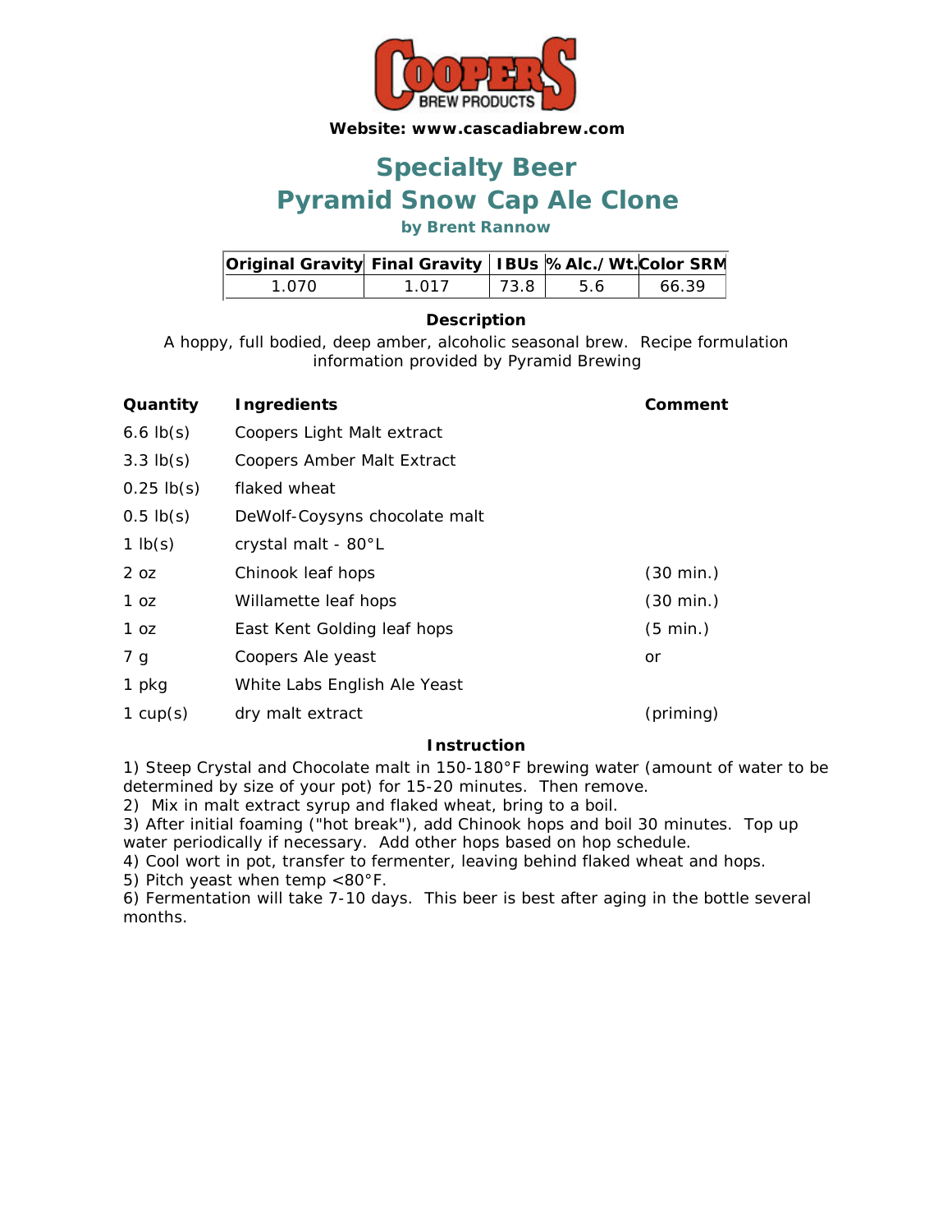**Website: www.cascadiabrew.com**

# Specialty Beer

# Pyramid Snow Cap Ale Clone

**by Brent Rannow**

| Original Gravity | Final Gravity | IBUs | % Alc./Wt. | Color SRM |
|---|---|---|---|---|
| 1.070 | 1.017 | 73.8 | 5.6 | 66.39 |

**Description**

A hoppy, full bodied, deep amber, alcoholic seasonal brew. Recipe formulation information provided by Pyramid Brewing

| Quantity | Ingredients | Comment |
|---|---|---|
| 6.6 lb(s) | Coopers Light Malt extract | |
| 3.3 lb(s) | Coopers Amber Malt Extract | |
| 0.25 lb(s) | flaked wheat | |
| 0.5 lb(s) | DeWolf-Coysyns chocolate malt | |
| 1 lb(s) | crystal malt - 80°L | |
| 2 oz | Chinook leaf hops | (30 min.) |
| 1 oz | Willamette leaf hops | (30 min.) |
| 1 oz | East Kent Golding leaf hops | (5 min.) |
| 7 g | Coopers Ale yeast | or |
| 1 pkg | White Labs English Ale Yeast | |
| 1 cup(s) | dry malt extract | (priming) |

**Instruction**

1) Steep Crystal and Chocolate malt in 150-180°F brewing water (amount of water to be determined by size of your pot) for 15-20 minutes. Then remove.
2) Mix in malt extract syrup and flaked wheat, bring to a boil.
3) After initial foaming ("hot break"), add Chinook hops and boil 30 minutes. Top up water periodically if necessary. Add other hops based on hop schedule.
4) Cool wort in pot, transfer to fermenter, leaving behind flaked wheat and hops.
5) Pitch yeast when temp <80°F.
6) Fermentation will take 7-10 days. This beer is best after aging in the bottle several months.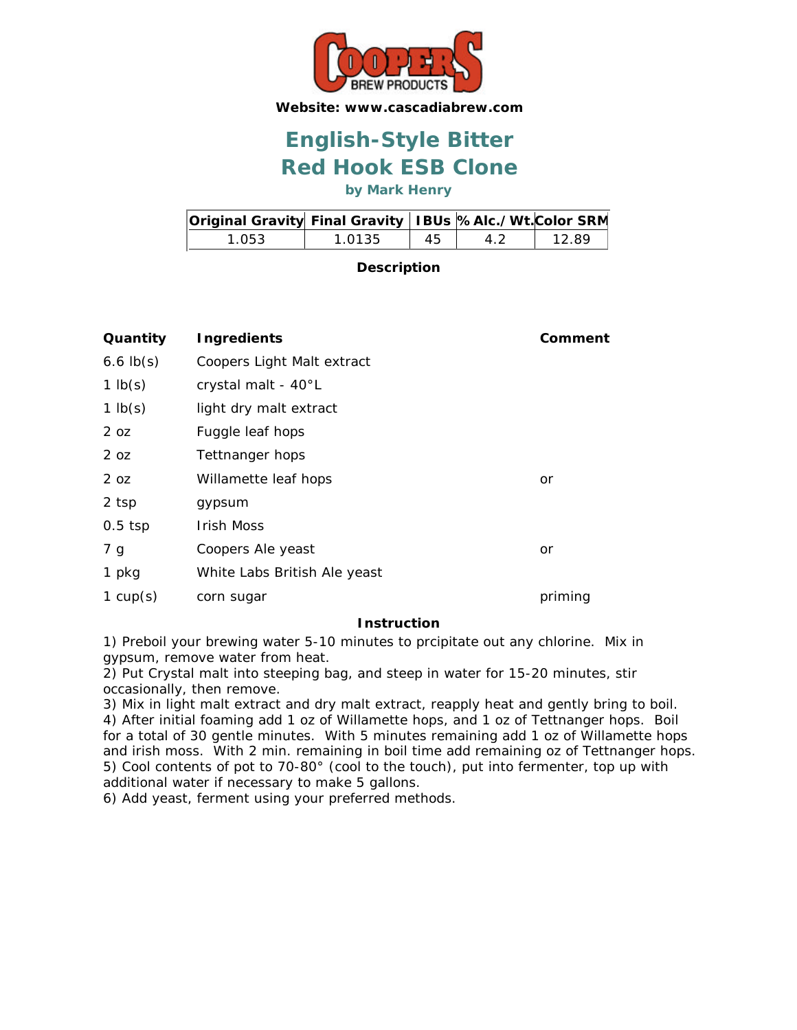**Website: www.cascadiabrew.com**

# English-Style Bitter
# Red Hook ESB Clone

**by Mark Henry**

| Original Gravity | Final Gravity | IBUs | % Alc./Wt. | Color SRM |
|---|---|---|---|---|
| 1.053 | 1.0135 | 45 | 4.2 | 12.89 |

**Description**

| Quantity | Ingredients | Comment |
|---|---|---|
| 6.6 lb(s) | Coopers Light Malt extract | |
| 1 lb(s) | crystal malt - 40°L | |
| 1 lb(s) | light dry malt extract | |
| 2 oz | Fuggle leaf hops | |
| 2 oz | Tettnanger hops | |
| 2 oz | Willamette leaf hops | or |
| 2 tsp | gypsum | |
| 0.5 tsp | Irish Moss | |
| 7 g | Coopers Ale yeast | or |
| 1 pkg | White Labs British Ale yeast | |
| 1 cup(s) | corn sugar | priming |

**Instruction**

1) Preboil your brewing water 5-10 minutes to prcipitate out any chlorine. Mix in gypsum, remove water from heat.
2) Put Crystal malt into steeping bag, and steep in water for 15-20 minutes, stir occasionally, then remove.
3) Mix in light malt extract and dry malt extract, reapply heat and gently bring to boil.
4) After initial foaming add 1 oz of Willamette hops, and 1 oz of Tettnanger hops. Boil for a total of 30 gentle minutes. With 5 minutes remaining add 1 oz of Willamette hops and irish moss. With 2 min. remaining in boil time add remaining oz of Tettnanger hops.
5) Cool contents of pot to 70-80° (cool to the touch), put into fermenter, top up with additional water if necessary to make 5 gallons.
6) Add yeast, ferment using your preferred methods.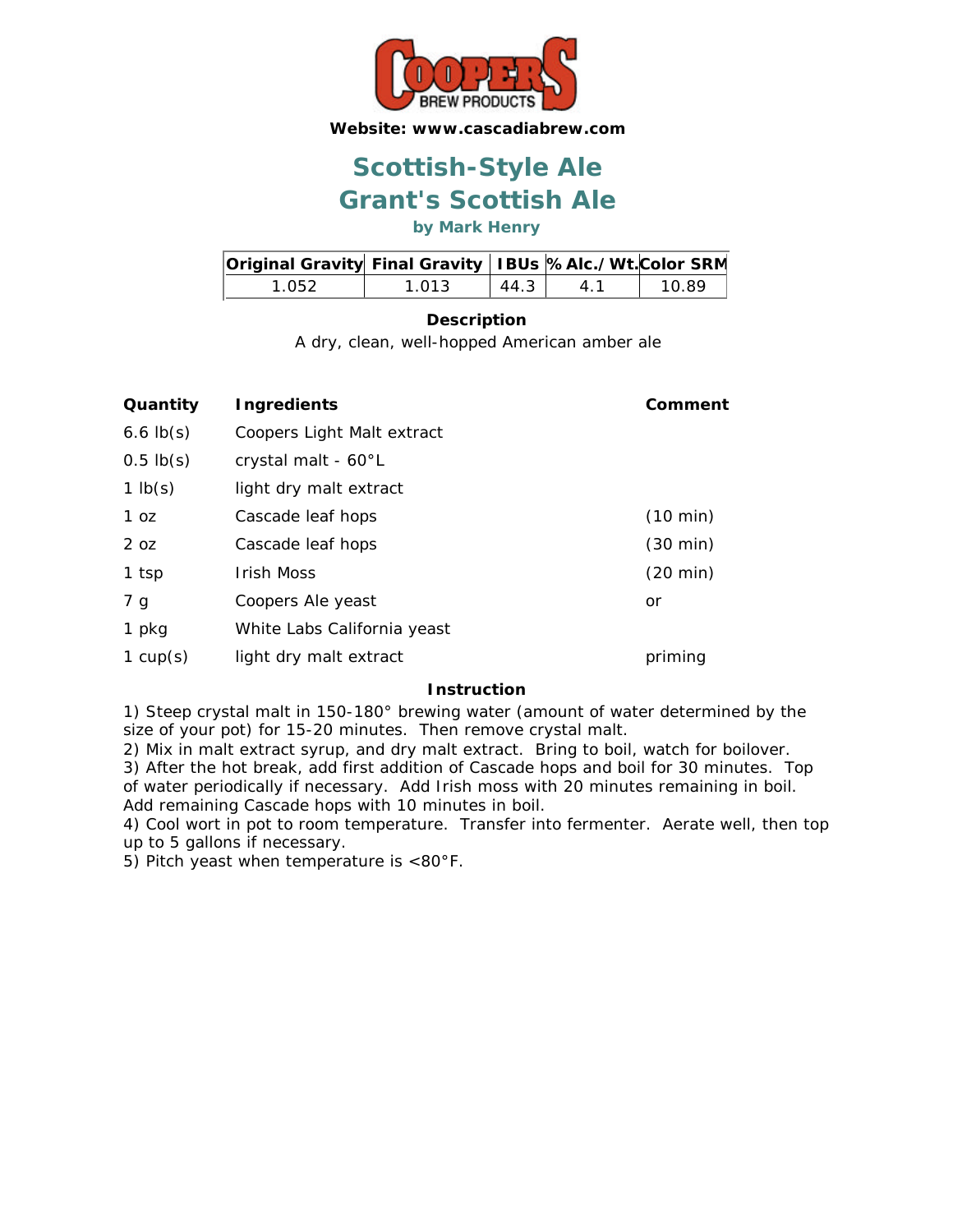**Website: www.cascadiabrew.com**

# Scottish-Style Ale
# Grant's Scottish Ale

### by Mark Henry

| Original Gravity | Final Gravity | IBUs | % Alc./Wt. | Color SRM |
|---|---|---|---|---|
| 1.052 | 1.013 | 44.3 | 4.1 | 10.89 |

**Description**

A dry, clean, well-hopped American amber ale

| Quantity | Ingredients | Comment |
|---|---|---|
| 6.6 lb(s) | Coopers Light Malt extract | |
| 0.5 lb(s) | crystal malt - 60°L | |
| 1 lb(s) | light dry malt extract | |
| 1 oz | Cascade leaf hops | (10 min) |
| 2 oz | Cascade leaf hops | (30 min) |
| 1 tsp | Irish Moss | (20 min) |
| 7 g | Coopers Ale yeast | or |
| 1 pkg | White Labs California yeast | |
| 1 cup(s) | light dry malt extract | priming |

**Instruction**

1) Steep crystal malt in 150-180° brewing water (amount of water determined by the size of your pot) for 15-20 minutes. Then remove crystal malt.
2) Mix in malt extract syrup, and dry malt extract. Bring to boil, watch for boilover.
3) After the hot break, add first addition of Cascade hops and boil for 30 minutes. Top of water periodically if necessary. Add Irish moss with 20 minutes remaining in boil. Add remaining Cascade hops with 10 minutes in boil.
4) Cool wort in pot to room temperature. Transfer into fermenter. Aerate well, then top up to 5 gallons if necessary.
5) Pitch yeast when temperature is <80°F.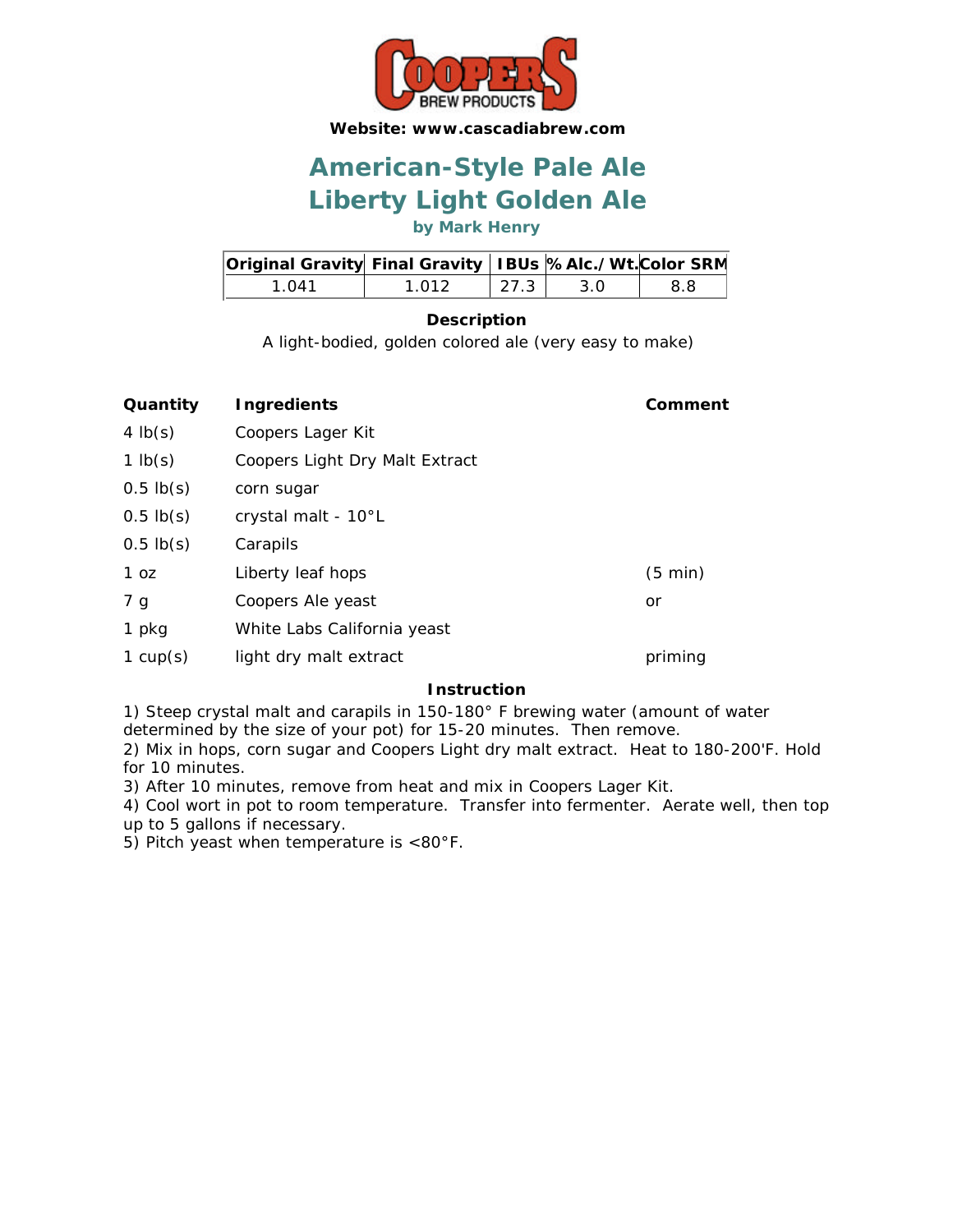**Website: www.cascadiabrew.com**

# American-Style Pale Ale
# Liberty Light Golden Ale

**by Mark Henry**

| Original Gravity | Final Gravity | IBUs | % Alc./Wt. | Color SRM |
|---|---|---|---|---|
| 1.041 | 1.012 | 27.3 | 3.0 | 8.8 |

**Description**

A light-bodied, golden colored ale (very easy to make)

| Quantity | Ingredients | Comment |
|---|---|---|
| 4 lb(s) | Coopers Lager Kit | |
| 1 lb(s) | Coopers Light Dry Malt Extract | |
| 0.5 lb(s) | corn sugar | |
| 0.5 lb(s) | crystal malt - 10°L | |
| 0.5 lb(s) | Carapils | |
| 1 oz | Liberty leaf hops | (5 min) |
| 7 g | Coopers Ale yeast | or |
| 1 pkg | White Labs California yeast | |
| 1 cup(s) | light dry malt extract | priming |

**Instruction**

1) Steep crystal malt and carapils in 150-180° F brewing water (amount of water determined by the size of your pot) for 15-20 minutes. Then remove.
2) Mix in hops, corn sugar and Coopers Light dry malt extract. Heat to 180-200'F. Hold for 10 minutes.
3) After 10 minutes, remove from heat and mix in Coopers Lager Kit.
4) Cool wort in pot to room temperature. Transfer into fermenter. Aerate well, then top up to 5 gallons if necessary.
5) Pitch yeast when temperature is <80°F.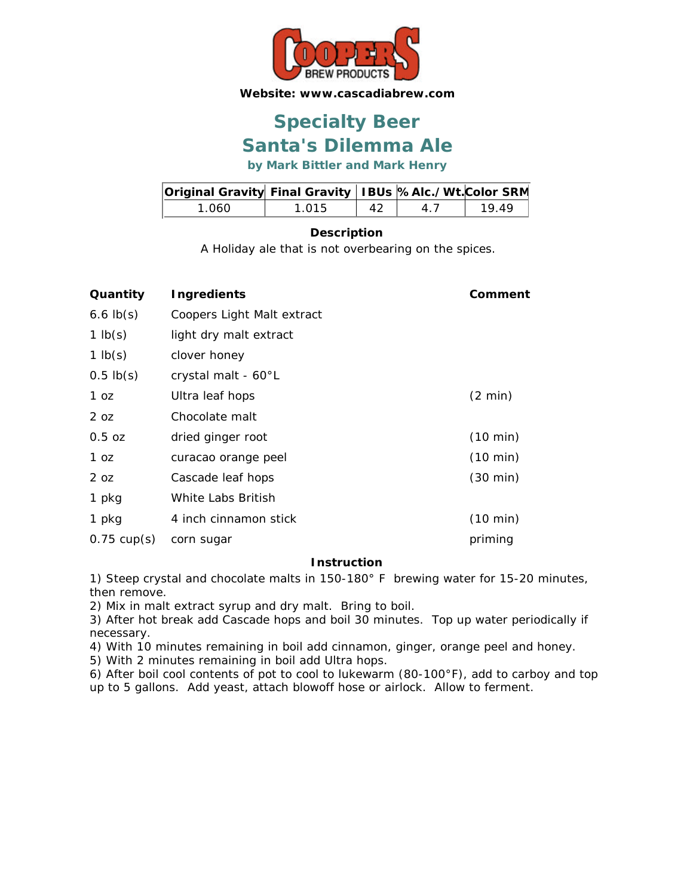COOPERS BREW PRODUCTS

**Website: www.cascadiabrew.com**

# Specialty Beer

# Santa's Dilemma Ale

### by Mark Bittler and Mark Henry

| Original Gravity | Final Gravity | IBUs | % Alc./Wt. | Color SRM |
|---|---|---|---|---|
| 1.060 | 1.015 | 42 | 4.7 | 19.49 |

**Description**

A Holiday ale that is not overbearing on the spices.

| Quantity | Ingredients | Comment |
|---|---|---|
| 6.6 lb(s) | Coopers Light Malt extract | |
| 1 lb(s) | light dry malt extract | |
| 1 lb(s) | clover honey | |
| 0.5 lb(s) | crystal malt - 60°L | |
| 1 oz | Ultra leaf hops | (2 min) |
| 2 oz | Chocolate malt | |
| 0.5 oz | dried ginger root | (10 min) |
| 1 oz | curacao orange peel | (10 min) |
| 2 oz | Cascade leaf hops | (30 min) |
| 1 pkg | White Labs British | |
| 1 pkg | 4 inch cinnamon stick | (10 min) |
| 0.75 cup(s) | corn sugar | priming |

**Instruction**

1) Steep crystal and chocolate malts in 150-180° F brewing water for 15-20 minutes, then remove.
2) Mix in malt extract syrup and dry malt. Bring to boil.
3) After hot break add Cascade hops and boil 30 minutes. Top up water periodically if necessary.
4) With 10 minutes remaining in boil add cinnamon, ginger, orange peel and honey.
5) With 2 minutes remaining in boil add Ultra hops.
6) After boil cool contents of pot to cool to lukewarm (80-100°F), add to carboy and top up to 5 gallons. Add yeast, attach blowoff hose or airlock. Allow to ferment.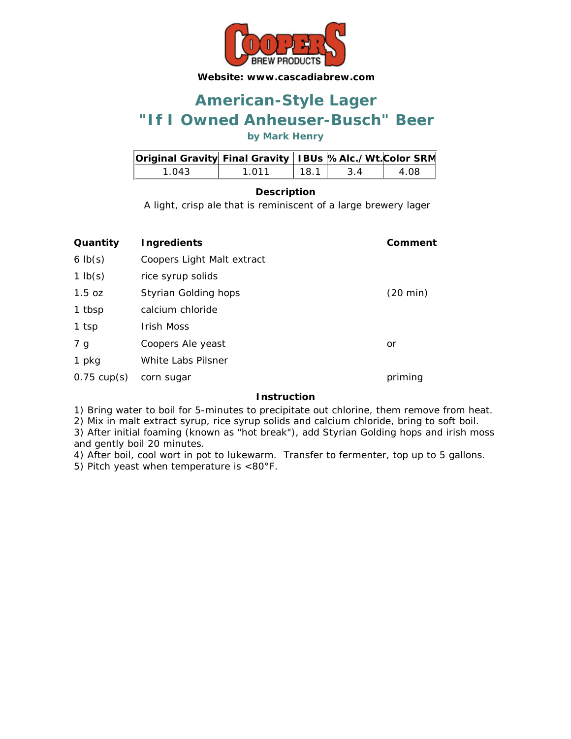**Website: www.cascadiabrew.com**

# American-Style Lager
# "If I Owned Anheuser-Busch" Beer

**by Mark Henry**

| Original Gravity | Final Gravity | IBUs | % Alc./Wt. | Color SRM |
|---|---|---|---|---|
| 1.043 | 1.011 | 18.1 | 3.4 | 4.08 |

**Description**

A light, crisp ale that is reminiscent of a large brewery lager

| Quantity | Ingredients | Comment |
|---|---|---|
| 6 lb(s) | Coopers Light Malt extract | |
| 1 lb(s) | rice syrup solids | |
| 1.5 oz | Styrian Golding hops | (20 min) |
| 1 tbsp | calcium chloride | |
| 1 tsp | Irish Moss | |
| 7 g | Coopers Ale yeast | or |
| 1 pkg | White Labs Pilsner | |
| 0.75 cup(s) | corn sugar | priming |

**Instruction**

1) Bring water to boil for 5-minutes to precipitate out chlorine, them remove from heat.
2) Mix in malt extract syrup, rice syrup solids and calcium chloride, bring to soft boil.
3) After initial foaming (known as "hot break"), add Styrian Golding hops and irish moss and gently boil 20 minutes.
4) After boil, cool wort in pot to lukewarm. Transfer to fermenter, top up to 5 gallons.
5) Pitch yeast when temperature is <80°F.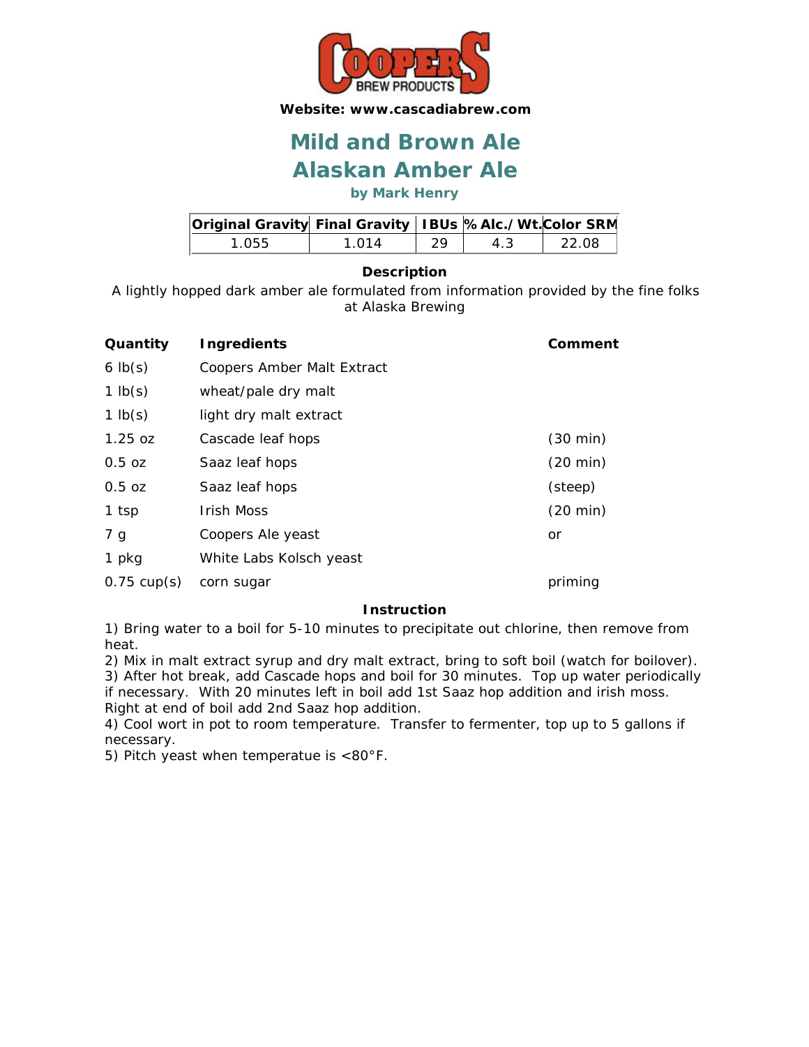**Website: www.cascadiabrew.com**

# Mild and Brown Ale
# Alaskan Amber Ale

**by Mark Henry**

| Original Gravity | Final Gravity | IBUs | % Alc./Wt. | Color SRM |
|---|---|---|---|---|
| 1.055 | 1.014 | 29 | 4.3 | 22.08 |

### Description

A lightly hopped dark amber ale formulated from information provided by the fine folks at Alaska Brewing

| Quantity | Ingredients | Comment |
|---|---|---|
| 6 lb(s) | Coopers Amber Malt Extract | |
| 1 lb(s) | wheat/pale dry malt | |
| 1 lb(s) | light dry malt extract | |
| 1.25 oz | Cascade leaf hops | (30 min) |
| 0.5 oz | Saaz leaf hops | (20 min) |
| 0.5 oz | Saaz leaf hops | (steep) |
| 1 tsp | Irish Moss | (20 min) |
| 7 g | Coopers Ale yeast | or |
| 1 pkg | White Labs Kolsch yeast | |
| 0.75 cup(s) | corn sugar | priming |

### Instruction

1) Bring water to a boil for 5-10 minutes to precipitate out chlorine, then remove from heat.
2) Mix in malt extract syrup and dry malt extract, bring to soft boil (watch for boilover).
3) After hot break, add Cascade hops and boil for 30 minutes. Top up water periodically if necessary. With 20 minutes left in boil add 1st Saaz hop addition and irish moss. Right at end of boil add 2nd Saaz hop addition.
4) Cool wort in pot to room temperature. Transfer to fermenter, top up to 5 gallons if necessary.
5) Pitch yeast when temperatue is <80°F.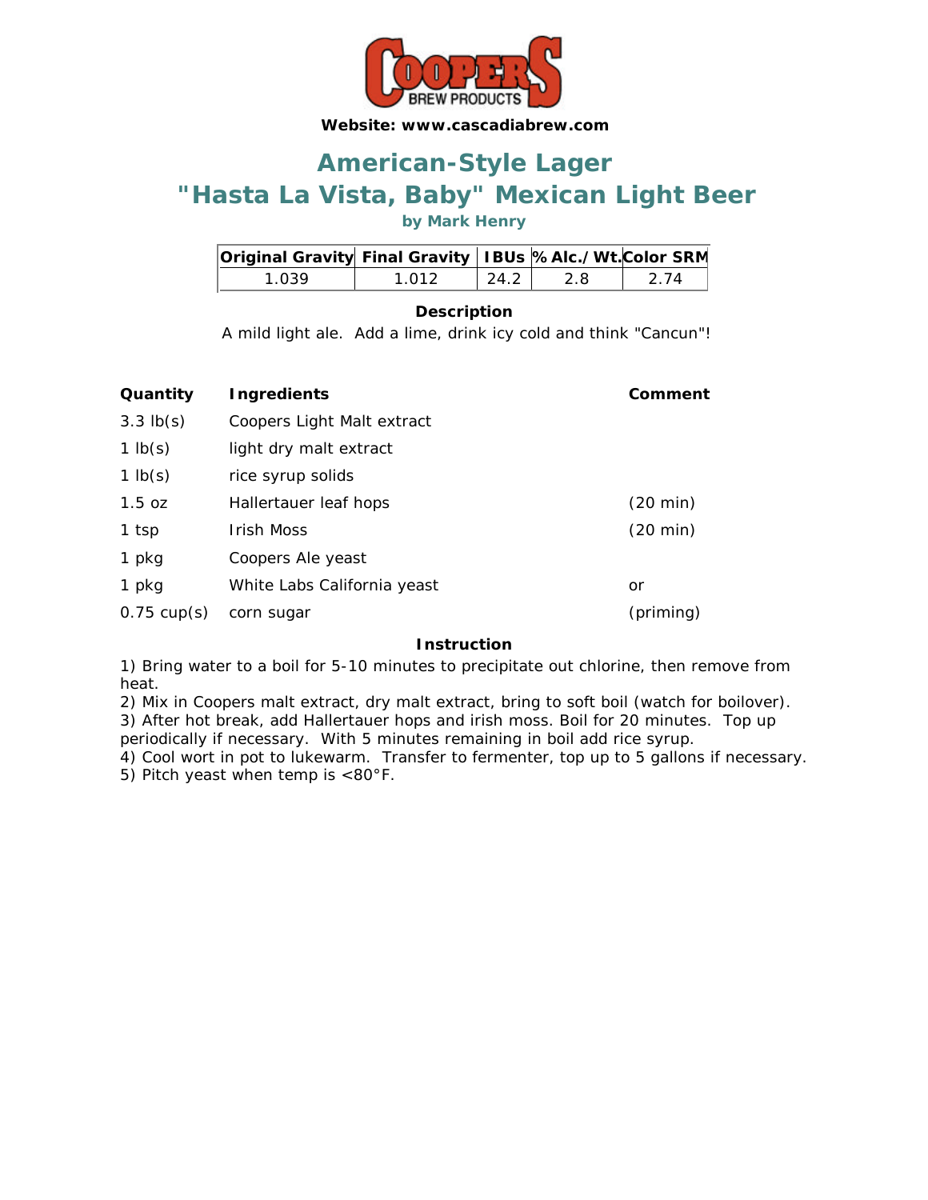**Website: www.cascadiabrew.com**

# American-Style Lager
# "Hasta La Vista, Baby" Mexican Light Beer

**by Mark Henry**

| Original Gravity | Final Gravity | IBUs | % Alc./Wt. | Color SRM |
|---|---|---|---|---|
| 1.039 | 1.012 | 24.2 | 2.8 | 2.74 |

**Description**

A mild light ale. Add a lime, drink icy cold and think "Cancun"!

| Quantity | Ingredients | Comment |
|---|---|---|
| 3.3 lb(s) | Coopers Light Malt extract | |
| 1 lb(s) | light dry malt extract | |
| 1 lb(s) | rice syrup solids | |
| 1.5 oz | Hallertauer leaf hops | (20 min) |
| 1 tsp | Irish Moss | (20 min) |
| 1 pkg | Coopers Ale yeast | |
| 1 pkg | White Labs California yeast | or |
| 0.75 cup(s) | corn sugar | (priming) |

**Instruction**

1) Bring water to a boil for 5-10 minutes to precipitate out chlorine, then remove from heat.
2) Mix in Coopers malt extract, dry malt extract, bring to soft boil (watch for boilover).
3) After hot break, add Hallertauer hops and irish moss. Boil for 20 minutes. Top up periodically if necessary. With 5 minutes remaining in boil add rice syrup.
4) Cool wort in pot to lukewarm. Transfer to fermenter, top up to 5 gallons if necessary.
5) Pitch yeast when temp is <80°F.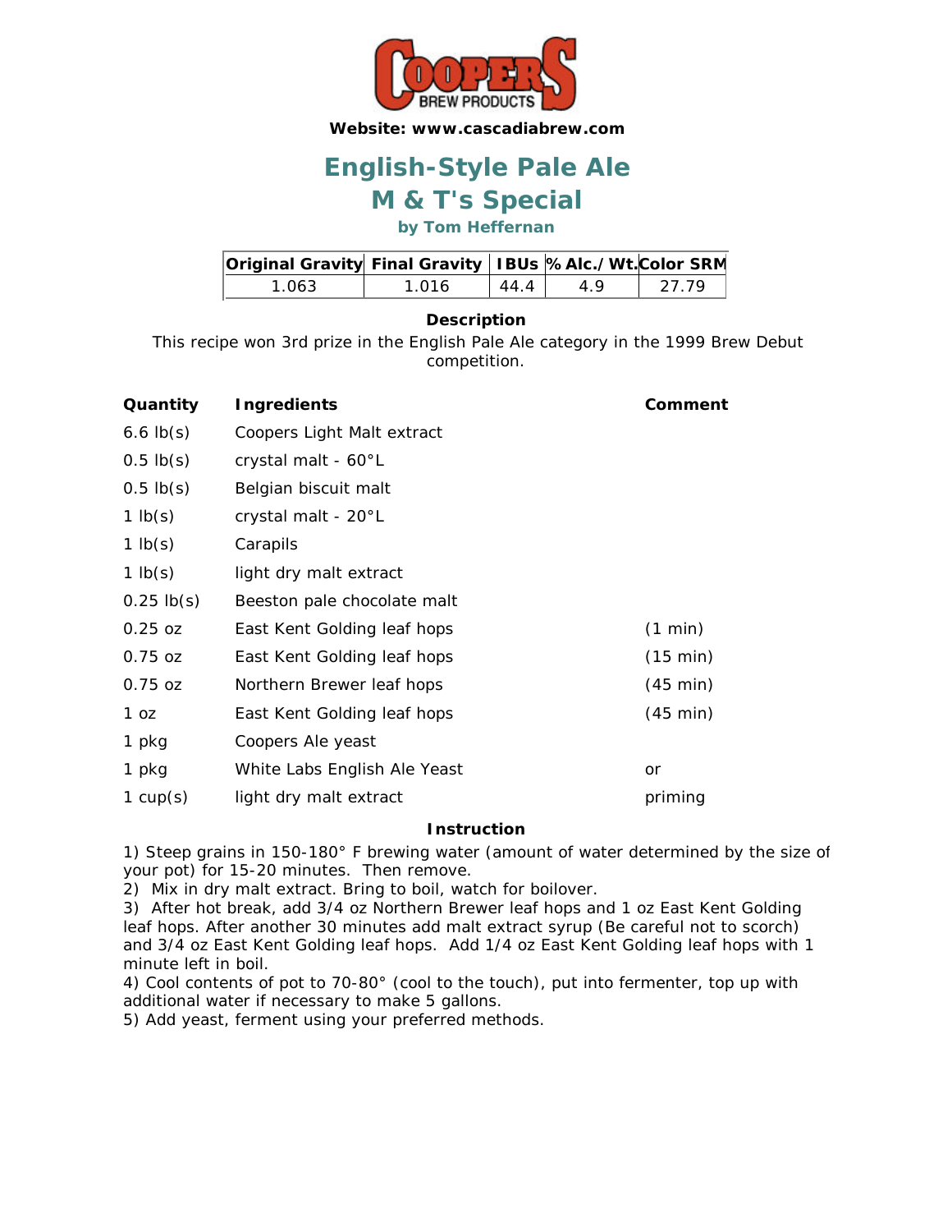**Website: www.cascadiabrew.com**

# English-Style Pale Ale
# M & T's Special

### by Tom Heffernan

| Original Gravity | Final Gravity | IBUs | % Alc./Wt. | Color SRM |
|---|---|---|---|---|
| 1.063 | 1.016 | 44.4 | 4.9 | 27.79 |

**Description**

This recipe won 3rd prize in the English Pale Ale category in the 1999 Brew Debut competition.

| Quantity | Ingredients | Comment |
|---|---|---|
| 6.6 lb(s) | Coopers Light Malt extract | |
| 0.5 lb(s) | crystal malt - 60°L | |
| 0.5 lb(s) | Belgian biscuit malt | |
| 1 lb(s) | crystal malt - 20°L | |
| 1 lb(s) | Carapils | |
| 1 lb(s) | light dry malt extract | |
| 0.25 lb(s) | Beeston pale chocolate malt | |
| 0.25 oz | East Kent Golding leaf hops | (1 min) |
| 0.75 oz | East Kent Golding leaf hops | (15 min) |
| 0.75 oz | Northern Brewer leaf hops | (45 min) |
| 1 oz | East Kent Golding leaf hops | (45 min) |
| 1 pkg | Coopers Ale yeast | |
| 1 pkg | White Labs English Ale Yeast | or |
| 1 cup(s) | light dry malt extract | priming |

**Instruction**

1) Steep grains in 150-180° F brewing water (amount of water determined by the size of your pot) for 15-20 minutes. Then remove.
2) Mix in dry malt extract. Bring to boil, watch for boilover.
3) After hot break, add 3/4 oz Northern Brewer leaf hops and 1 oz East Kent Golding leaf hops. After another 30 minutes add malt extract syrup (Be careful not to scorch) and 3/4 oz East Kent Golding leaf hops. Add 1/4 oz East Kent Golding leaf hops with 1 minute left in boil.
4) Cool contents of pot to 70-80° (cool to the touch), put into fermenter, top up with additional water if necessary to make 5 gallons.
5) Add yeast, ferment using your preferred methods.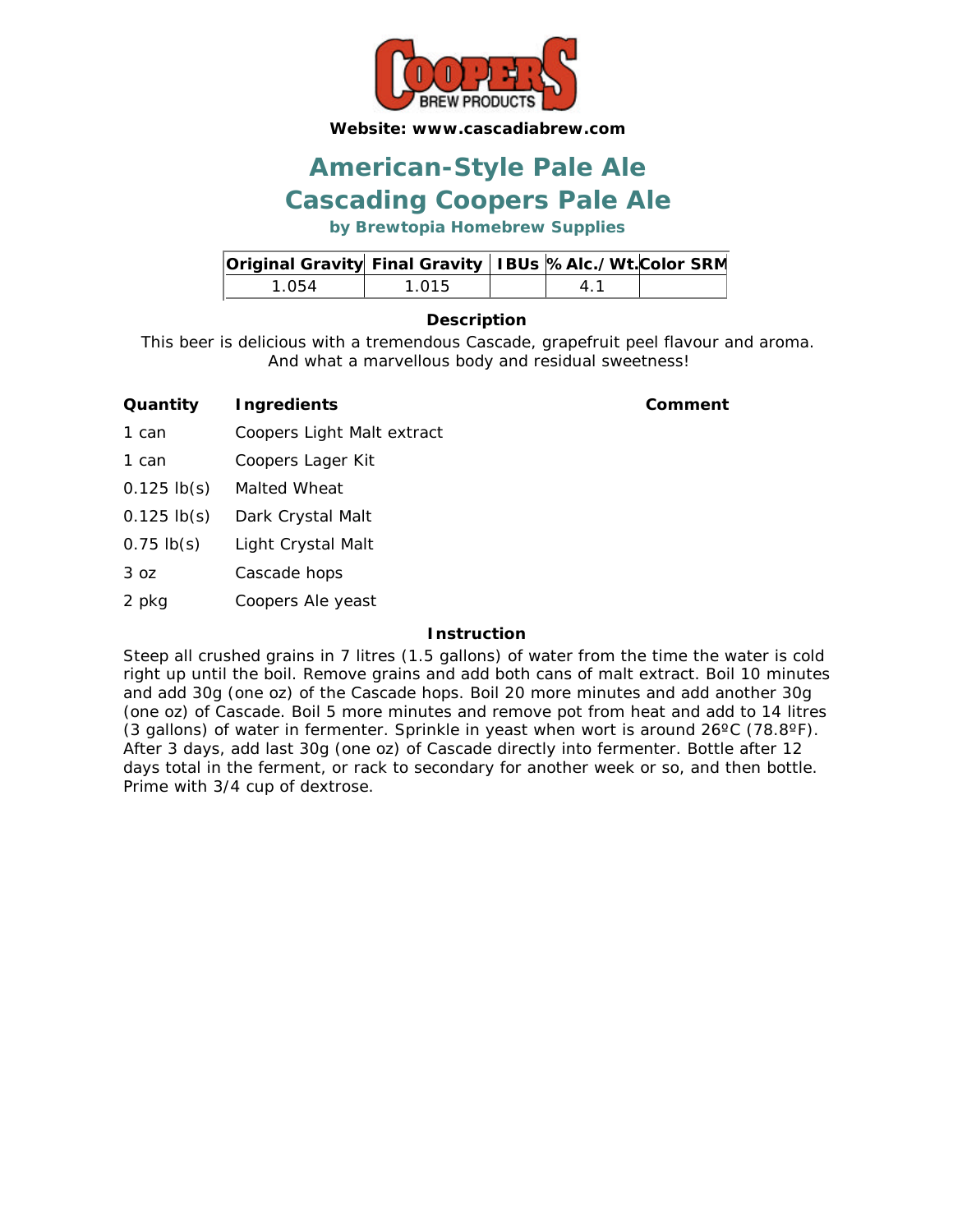Website: www.cascadiabrew.com

# American-Style Pale Ale
# Cascading Coopers Pale Ale

### by Brewtopia Homebrew Supplies

| Original Gravity | Final Gravity | IBUs | % Alc./Wt. | Color SRM |
|---|---|---|---|---|
| 1.054 | 1.015 | | 4.1 | |

**Description**

This beer is delicious with a tremendous Cascade, grapefruit peel flavour and aroma. And what a marvellous body and residual sweetness!

| Quantity | Ingredients | Comment |
|---|---|---|
| 1 can | Coopers Light Malt extract | |
| 1 can | Coopers Lager Kit | |
| 0.125 lb(s) | Malted Wheat | |
| 0.125 lb(s) | Dark Crystal Malt | |
| 0.75 lb(s) | Light Crystal Malt | |
| 3 oz | Cascade hops | |
| 2 pkg | Coopers Ale yeast | |

**Instruction**

Steep all crushed grains in 7 litres (1.5 gallons) of water from the time the water is cold right up until the boil. Remove grains and add both cans of malt extract. Boil 10 minutes and add 30g (one oz) of the Cascade hops. Boil 20 more minutes and add another 30g (one oz) of Cascade. Boil 5 more minutes and remove pot from heat and add to 14 litres (3 gallons) of water in fermenter. Sprinkle in yeast when wort is around 26ºC (78.8ºF). After 3 days, add last 30g (one oz) of Cascade directly into fermenter. Bottle after 12 days total in the ferment, or rack to secondary for another week or so, and then bottle. Prime with 3/4 cup of dextrose.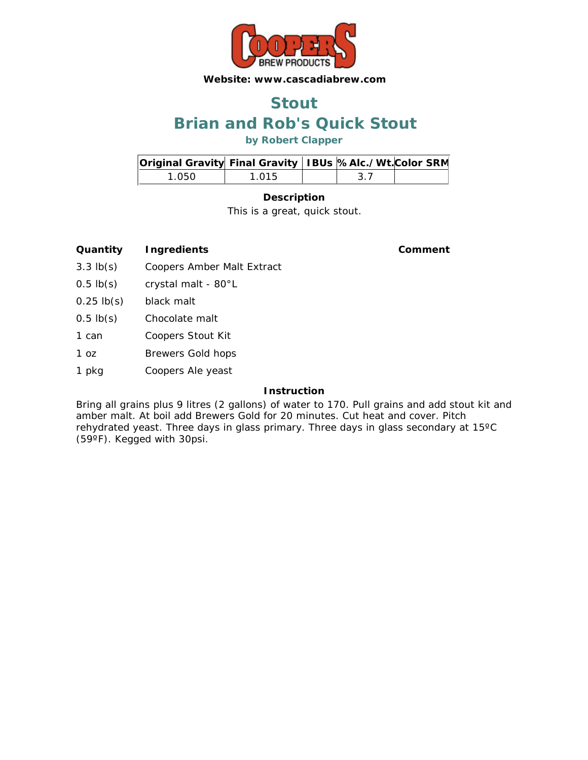**Website: www.cascadiabrew.com**

# Stout

# Brian and Rob's Quick Stout

### by Robert Clapper

| Original Gravity | Final Gravity | IBUs | % Alc./Wt. | Color SRM |
|---|---|---|---|---|
| 1.050 | 1.015 | | 3.7 | |

**Description**

This is a great, quick stout.

| Quantity | Ingredients | Comment |
|---|---|---|
| 3.3 lb(s) | Coopers Amber Malt Extract | |
| 0.5 lb(s) | crystal malt - 80°L | |
| 0.25 lb(s) | black malt | |
| 0.5 lb(s) | Chocolate malt | |
| 1 can | Coopers Stout Kit | |
| 1 oz | Brewers Gold hops | |
| 1 pkg | Coopers Ale yeast | |

**Instruction**

Bring all grains plus 9 litres (2 gallons) of water to 170. Pull grains and add stout kit and amber malt. At boil add Brewers Gold for 20 minutes. Cut heat and cover. Pitch rehydrated yeast. Three days in glass primary. Three days in glass secondary at 15ºC (59ºF). Kegged with 30psi.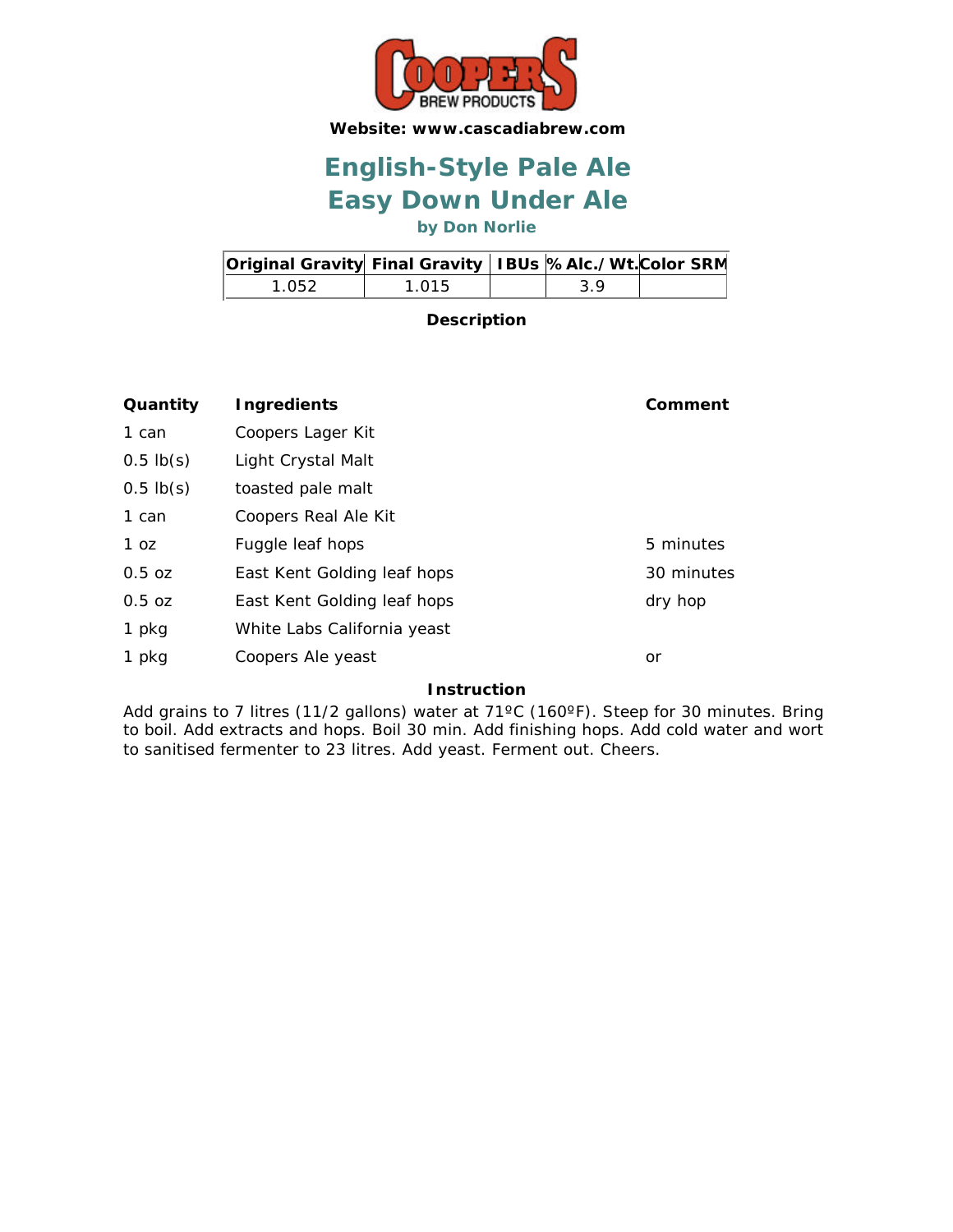Website: www.cascadiabrew.com

# English-Style Pale Ale
# Easy Down Under Ale

**by Don Norlie**

| Original Gravity | Final Gravity | IBUs | % Alc./Wt. | Color SRM |
|---|---|---|---|---|
| 1.052 | 1.015 | | 3.9 | |

**Description**

| Quantity | Ingredients | Comment |
|---|---|---|
| 1 can | Coopers Lager Kit | |
| 0.5 lb(s) | Light Crystal Malt | |
| 0.5 lb(s) | toasted pale malt | |
| 1 can | Coopers Real Ale Kit | |
| 1 oz | Fuggle leaf hops | 5 minutes |
| 0.5 oz | East Kent Golding leaf hops | 30 minutes |
| 0.5 oz | East Kent Golding leaf hops | dry hop |
| 1 pkg | White Labs California yeast | |
| 1 pkg | Coopers Ale yeast | or |

**Instruction**

Add grains to 7 litres (11/2 gallons) water at 71ºC (160ºF). Steep for 30 minutes. Bring to boil. Add extracts and hops. Boil 30 min. Add finishing hops. Add cold water and wort to sanitised fermenter to 23 litres. Add yeast. Ferment out. Cheers.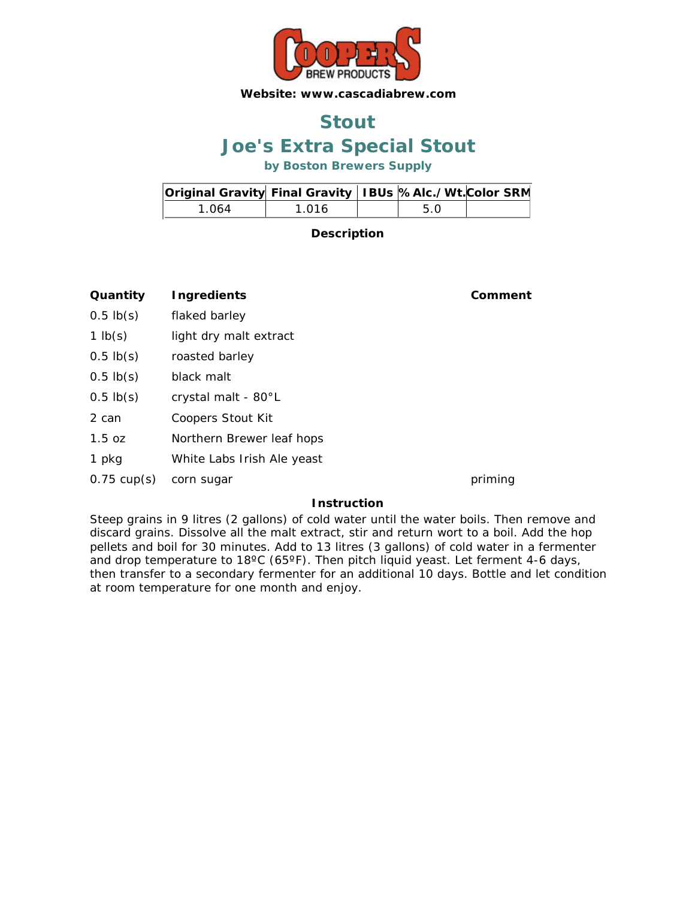Website: www.cascadiabrew.com

# Stout

# Joe's Extra Special Stout

### by Boston Brewers Supply

| Original Gravity | Final Gravity | IBUs | % Alc./Wt. | Color SRM |
|---|---|---|---|---|
| 1.064 | 1.016 | | 5.0 | |

**Description**

| Quantity | Ingredients | Comment |
|---|---|---|
| 0.5 lb(s) | flaked barley | |
| 1 lb(s) | light dry malt extract | |
| 0.5 lb(s) | roasted barley | |
| 0.5 lb(s) | black malt | |
| 0.5 lb(s) | crystal malt - 80°L | |
| 2 can | Coopers Stout Kit | |
| 1.5 oz | Northern Brewer leaf hops | |
| 1 pkg | White Labs Irish Ale yeast | |
| 0.75 cup(s) | corn sugar | priming |

**Instruction**

Steep grains in 9 litres (2 gallons) of cold water until the water boils. Then remove and discard grains. Dissolve all the malt extract, stir and return wort to a boil. Add the hop pellets and boil for 30 minutes. Add to 13 litres (3 gallons) of cold water in a fermenter and drop temperature to 18ºC (65ºF). Then pitch liquid yeast. Let ferment 4-6 days, then transfer to a secondary fermenter for an additional 10 days. Bottle and let condition at room temperature for one month and enjoy.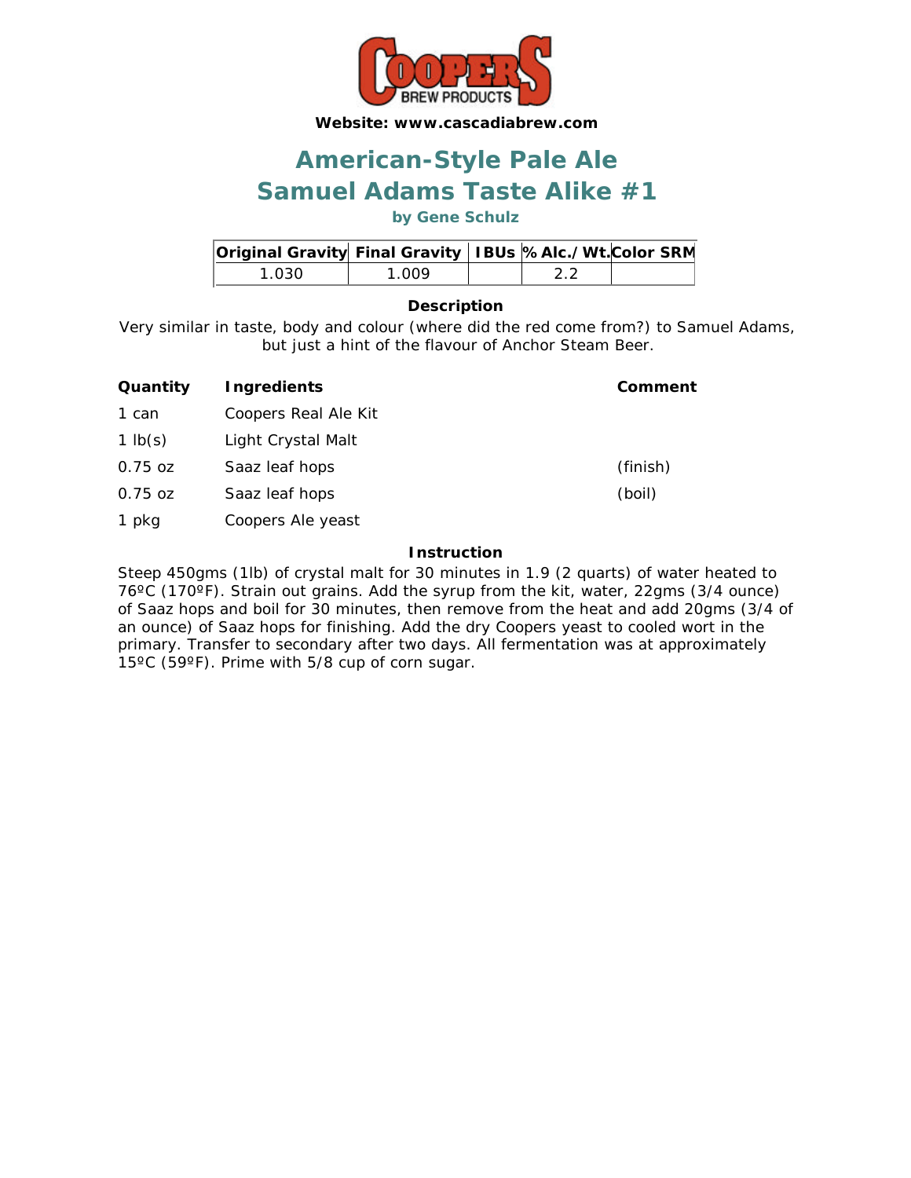**Website: www.cascadiabrew.com**

# American-Style Pale Ale
# Samuel Adams Taste Alike #1

**by Gene Schulz**

| Original Gravity | Final Gravity | IBUs | % Alc./Wt. | Color SRM |
|---|---|---|---|---|
| 1.030 | 1.009 | | 2.2 | |

**Description**

Very similar in taste, body and colour (where did the red come from?) to Samuel Adams, but just a hint of the flavour of Anchor Steam Beer.

| Quantity | Ingredients | Comment |
|---|---|---|
| 1 can | Coopers Real Ale Kit | |
| 1 lb(s) | Light Crystal Malt | |
| 0.75 oz | Saaz leaf hops | (finish) |
| 0.75 oz | Saaz leaf hops | (boil) |
| 1 pkg | Coopers Ale yeast | |

**Instruction**

Steep 450gms (1lb) of crystal malt for 30 minutes in 1.9 (2 quarts) of water heated to 76ºC (170ºF). Strain out grains. Add the syrup from the kit, water, 22gms (3/4 ounce) of Saaz hops and boil for 30 minutes, then remove from the heat and add 20gms (3/4 of an ounce) of Saaz hops for finishing. Add the dry Coopers yeast to cooled wort in the primary. Transfer to secondary after two days. All fermentation was at approximately 15ºC (59ºF). Prime with 5/8 cup of corn sugar.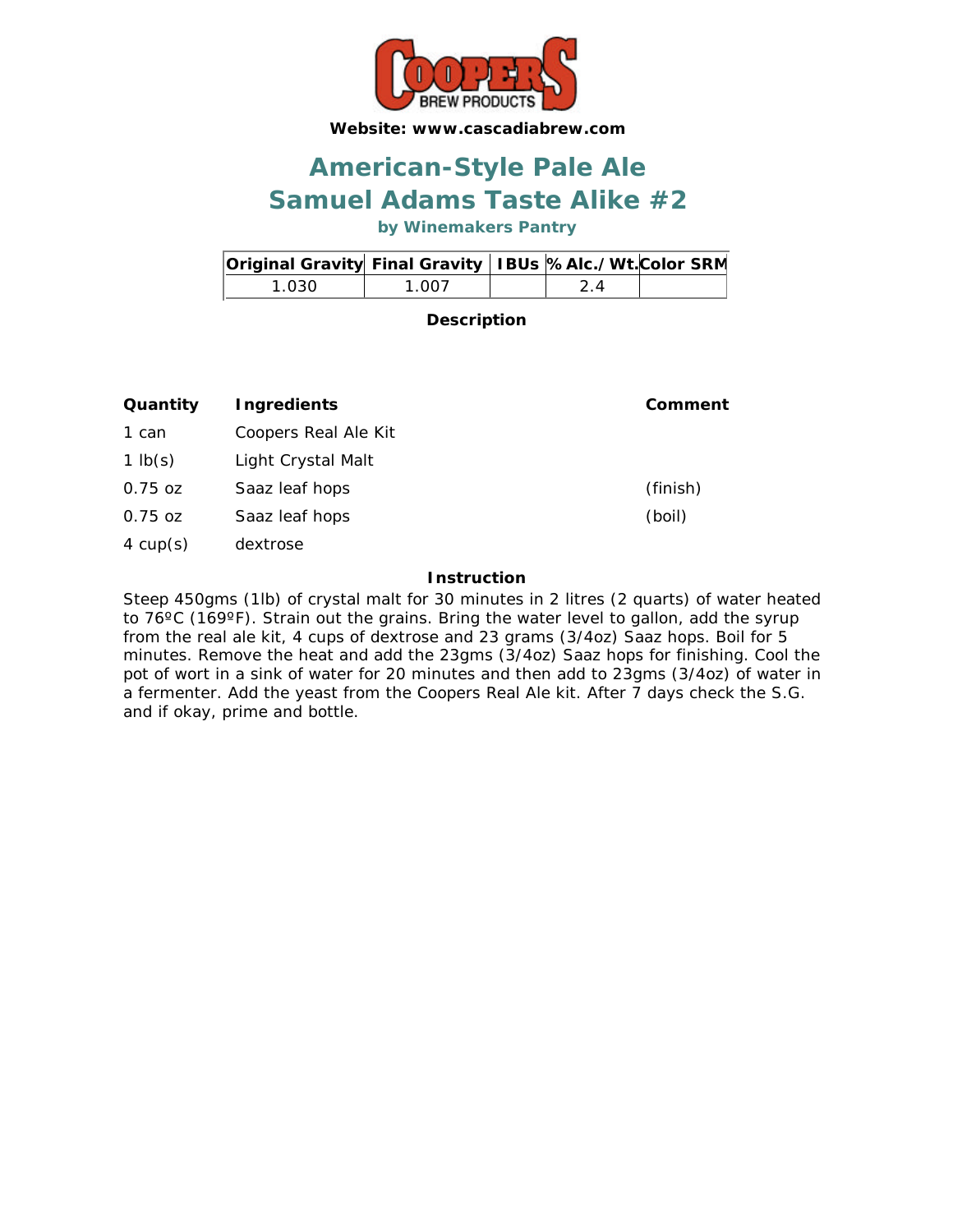**Website: www.cascadiabrew.com**

# American-Style Pale Ale
# Samuel Adams Taste Alike #2

### by Winemakers Pantry

| Original Gravity | Final Gravity | IBUs | % Alc./Wt. | Color SRM |
|---|---|---|---|---|
| 1.030 | 1.007 | | 2.4 | |

**Description**

| Quantity | Ingredients | Comment |
|---|---|---|
| 1 can | Coopers Real Ale Kit | |
| 1 lb(s) | Light Crystal Malt | |
| 0.75 oz | Saaz leaf hops | (finish) |
| 0.75 oz | Saaz leaf hops | (boil) |
| 4 cup(s) | dextrose | |

**Instruction**

Steep 450gms (1lb) of crystal malt for 30 minutes in 2 litres (2 quarts) of water heated to 76ºC (169ºF). Strain out the grains. Bring the water level to gallon, add the syrup from the real ale kit, 4 cups of dextrose and 23 grams (3/4oz) Saaz hops. Boil for 5 minutes. Remove the heat and add the 23gms (3/4oz) Saaz hops for finishing. Cool the pot of wort in a sink of water for 20 minutes and then add to 23gms (3/4oz) of water in a fermenter. Add the yeast from the Coopers Real Ale kit. After 7 days check the S.G. and if okay, prime and bottle.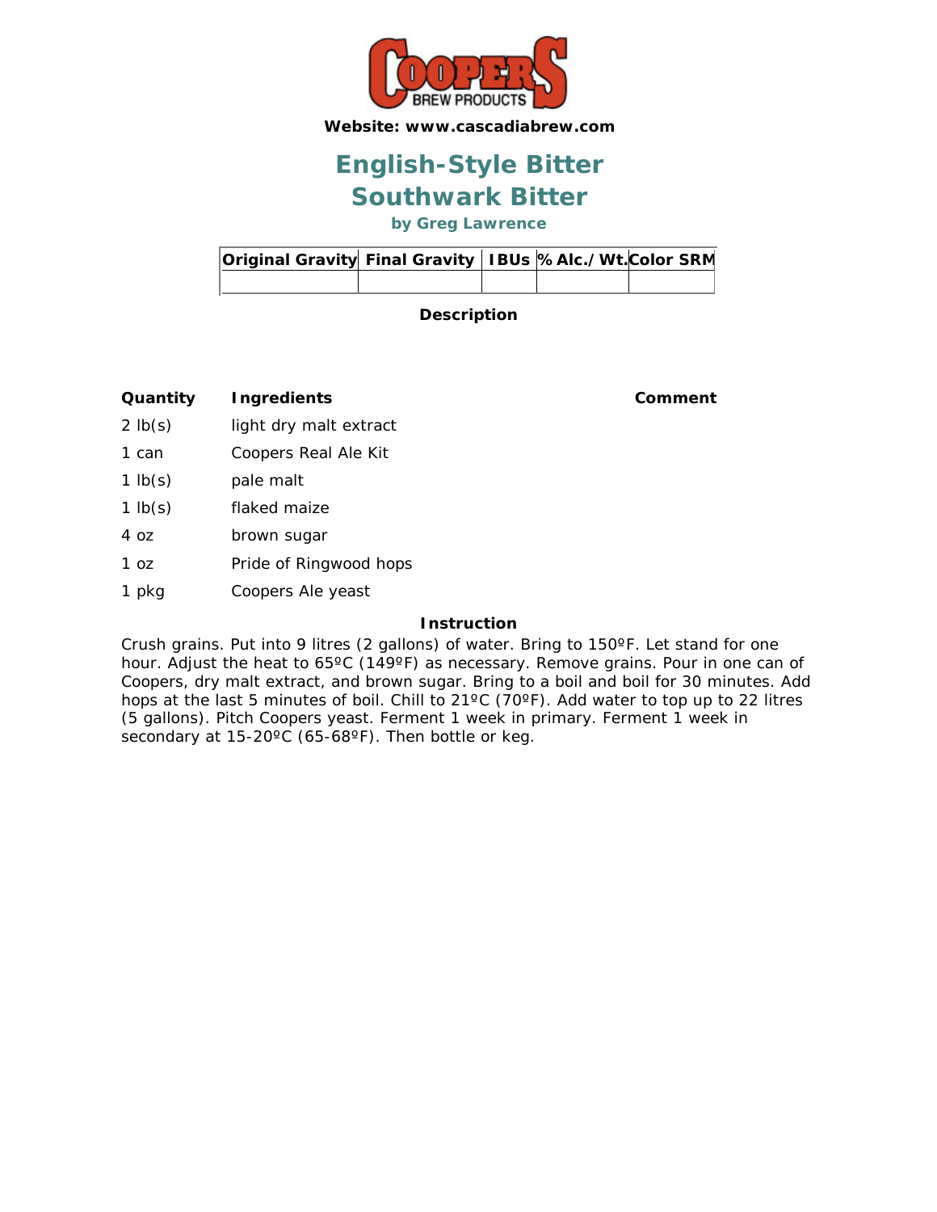**Website: www.cascadiabrew.com**

# English-Style Bitter

# Southwark Bitter

### by Greg Lawrence

| Original Gravity | Final Gravity | IBUs | % Alc./Wt. | Color SRM |
|---|---|---|---|---|
| | | | | |

**Description**

| Quantity | Ingredients | Comment |
|---|---|---|
| 2 lb(s) | light dry malt extract | |
| 1 can | Coopers Real Ale Kit | |
| 1 lb(s) | pale malt | |
| 1 lb(s) | flaked maize | |
| 4 oz | brown sugar | |
| 1 oz | Pride of Ringwood hops | |
| 1 pkg | Coopers Ale yeast | |

**Instruction**

Crush grains. Put into 9 litres (2 gallons) of water. Bring to 150ºF. Let stand for one hour. Adjust the heat to 65ºC (149ºF) as necessary. Remove grains. Pour in one can of Coopers, dry malt extract, and brown sugar. Bring to a boil and boil for 30 minutes. Add hops at the last 5 minutes of boil. Chill to 21ºC (70ºF). Add water to top up to 22 litres (5 gallons). Pitch Coopers yeast. Ferment 1 week in primary. Ferment 1 week in secondary at 15-20ºC (65-68ºF). Then bottle or keg.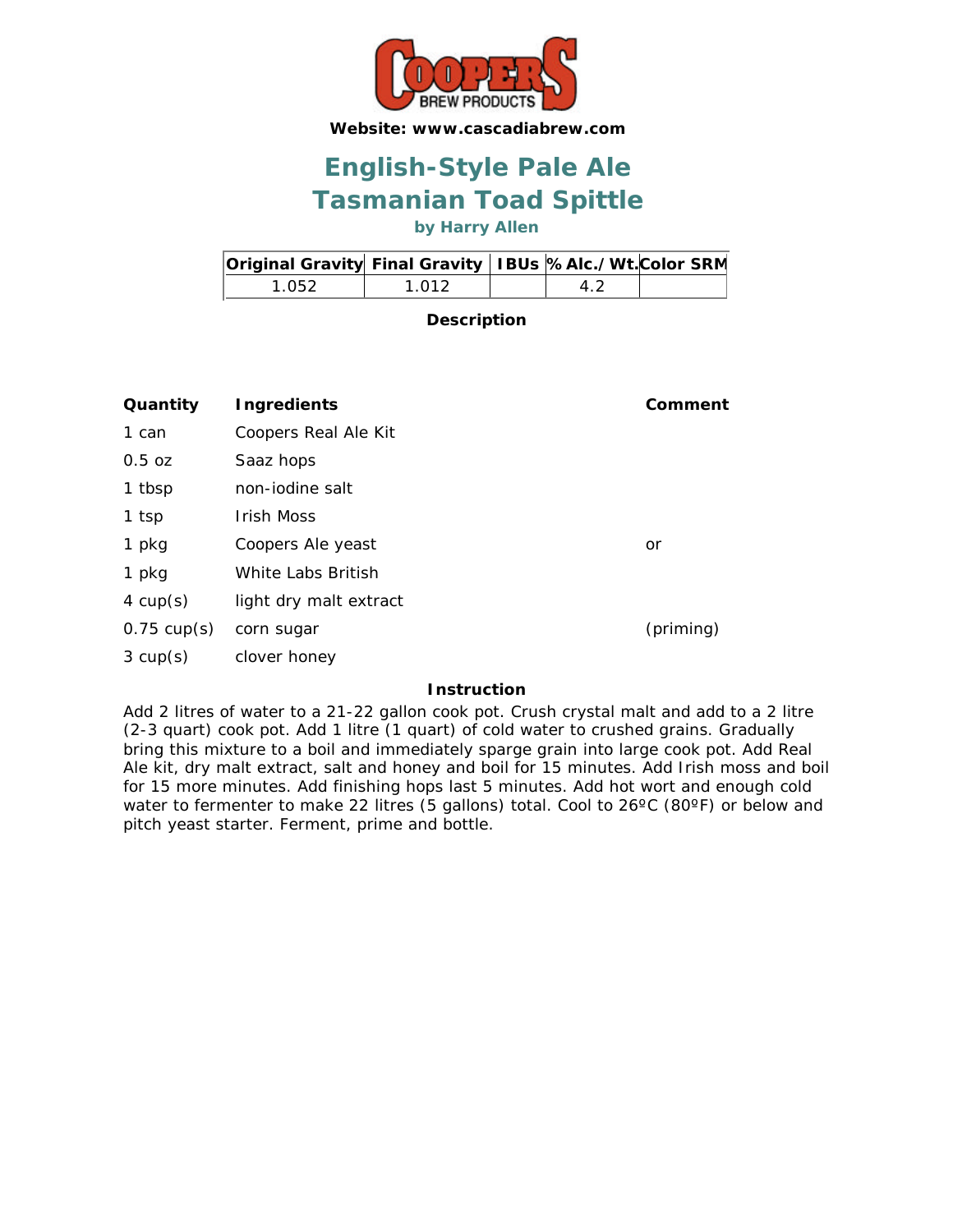**Website: www.cascadiabrew.com**

# English-Style Pale Ale
# Tasmanian Toad Spittle

**by Harry Allen**

| Original Gravity | Final Gravity | IBUs | % Alc./Wt. | Color SRM |
|---|---|---|---|---|
| 1.052 | 1.012 | | 4.2 | |

**Description**

| Quantity | Ingredients | Comment |
|---|---|---|
| 1 can | Coopers Real Ale Kit | |
| 0.5 oz | Saaz hops | |
| 1 tbsp | non-iodine salt | |
| 1 tsp | Irish Moss | |
| 1 pkg | Coopers Ale yeast | or |
| 1 pkg | White Labs British | |
| 4 cup(s) | light dry malt extract | |
| 0.75 cup(s) | corn sugar | (priming) |
| 3 cup(s) | clover honey | |

**Instruction**

Add 2 litres of water to a 21-22 gallon cook pot. Crush crystal malt and add to a 2 litre (2-3 quart) cook pot. Add 1 litre (1 quart) of cold water to crushed grains. Gradually bring this mixture to a boil and immediately sparge grain into large cook pot. Add Real Ale kit, dry malt extract, salt and honey and boil for 15 minutes. Add Irish moss and boil for 15 more minutes. Add finishing hops last 5 minutes. Add hot wort and enough cold water to fermenter to make 22 litres (5 gallons) total. Cool to 26ºC (80ºF) or below and pitch yeast starter. Ferment, prime and bottle.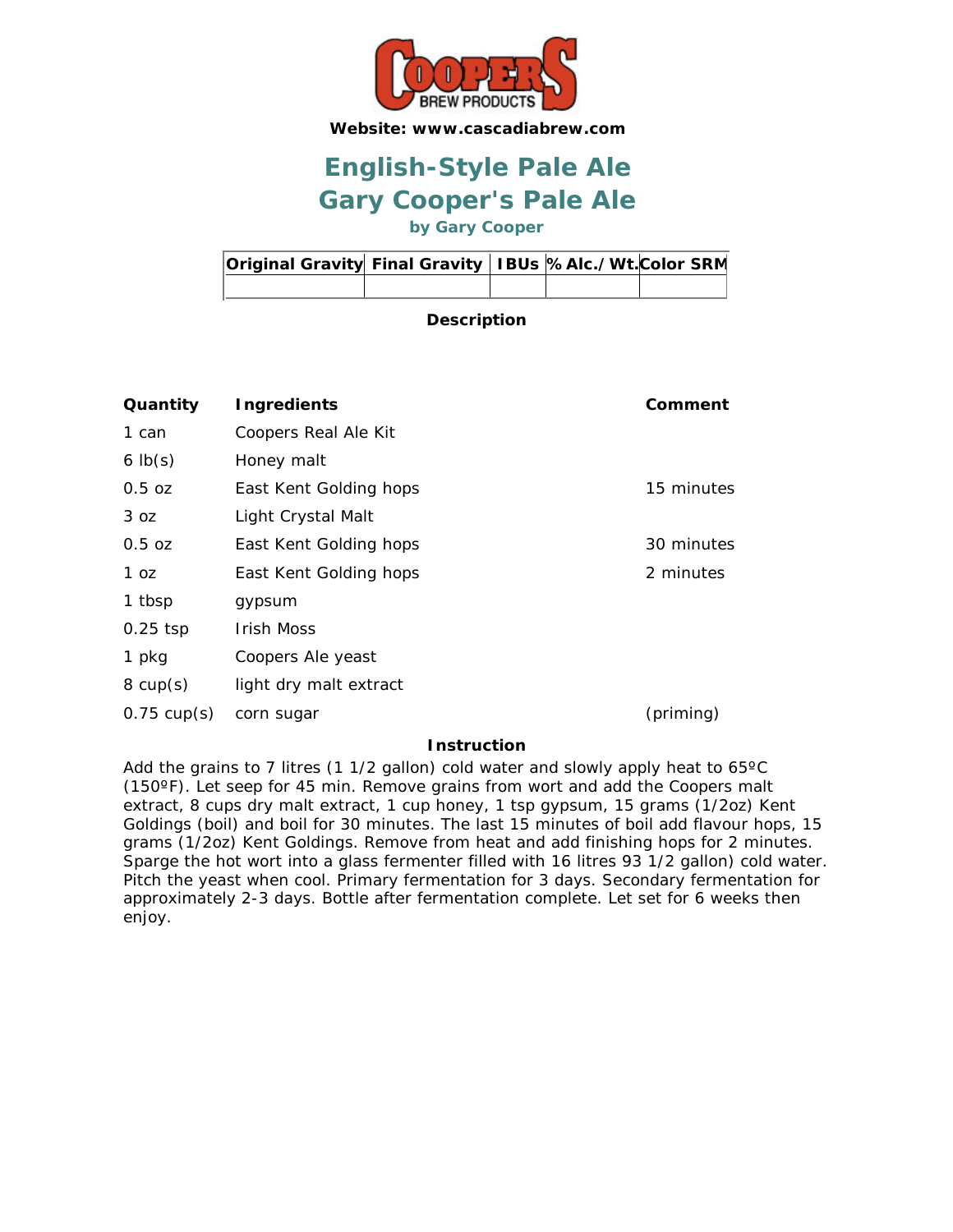Website: www.cascadiabrew.com

# English-Style Pale Ale
# Gary Cooper's Pale Ale

### by Gary Cooper

| Original Gravity | Final Gravity | IBUs | % Alc./Wt. | Color SRM |
|---|---|---|---|---|
| | | | | |

**Description**

| Quantity | Ingredients | Comment |
|---|---|---|
| 1 can | Coopers Real Ale Kit | |
| 6 lb(s) | Honey malt | |
| 0.5 oz | East Kent Golding hops | 15 minutes |
| 3 oz | Light Crystal Malt | |
| 0.5 oz | East Kent Golding hops | 30 minutes |
| 1 oz | East Kent Golding hops | 2 minutes |
| 1 tbsp | gypsum | |
| 0.25 tsp | Irish Moss | |
| 1 pkg | Coopers Ale yeast | |
| 8 cup(s) | light dry malt extract | |
| 0.75 cup(s) | corn sugar | (priming) |

**Instruction**

Add the grains to 7 litres (1 1/2 gallon) cold water and slowly apply heat to 65ºC (150ºF). Let seep for 45 min. Remove grains from wort and add the Coopers malt extract, 8 cups dry malt extract, 1 cup honey, 1 tsp gypsum, 15 grams (1/2oz) Kent Goldings (boil) and boil for 30 minutes. The last 15 minutes of boil add flavour hops, 15 grams (1/2oz) Kent Goldings. Remove from heat and add finishing hops for 2 minutes. Sparge the hot wort into a glass fermenter filled with 16 litres 93 1/2 gallon) cold water. Pitch the yeast when cool. Primary fermentation for 3 days. Secondary fermentation for approximately 2-3 days. Bottle after fermentation complete. Let set for 6 weeks then enjoy.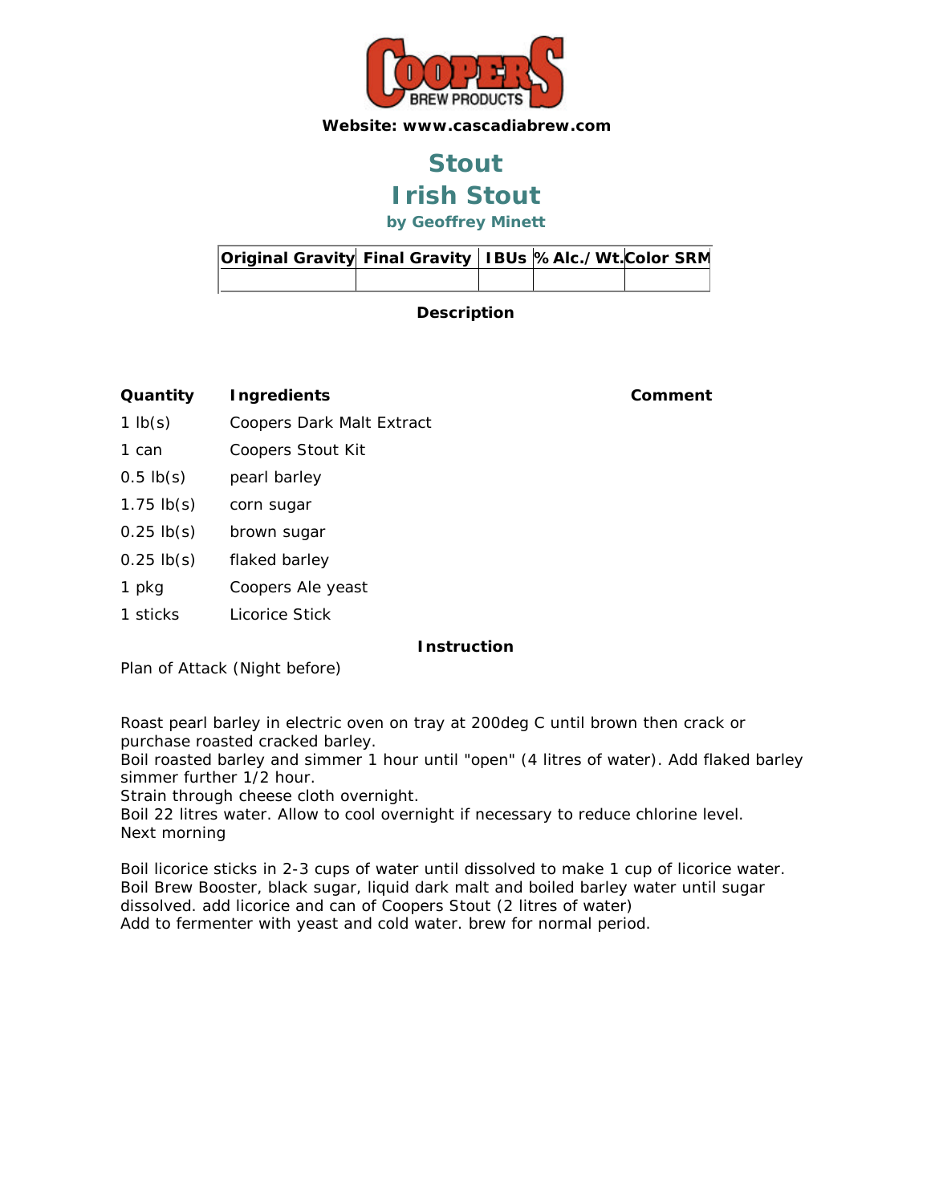COOPERS BREW PRODUCTS

**Website: www.cascadiabrew.com**

# Stout

# Irish Stout

### by Geoffrey Minett

| Original Gravity | Final Gravity | IBUs | % Alc./Wt. | Color SRM |
|---|---|---|---|---|
| | | | | |

**Description**

| Quantity | Ingredients | Comment |
|---|---|---|
| 1 lb(s) | Coopers Dark Malt Extract | |
| 1 can | Coopers Stout Kit | |
| 0.5 lb(s) | pearl barley | |
| 1.75 lb(s) | corn sugar | |
| 0.25 lb(s) | brown sugar | |
| 0.25 lb(s) | flaked barley | |
| 1 pkg | Coopers Ale yeast | |
| 1 sticks | Licorice Stick | |

**Instruction**

Plan of Attack (Night before)

Roast pearl barley in electric oven on tray at 200deg C until brown then crack or purchase roasted cracked barley.
Boil roasted barley and simmer 1 hour until "open" (4 litres of water). Add flaked barley simmer further 1/2 hour.
Strain through cheese cloth overnight.
Boil 22 litres water. Allow to cool overnight if necessary to reduce chlorine level.
Next morning

Boil licorice sticks in 2-3 cups of water until dissolved to make 1 cup of licorice water.
Boil Brew Booster, black sugar, liquid dark malt and boiled barley water until sugar dissolved. add licorice and can of Coopers Stout (2 litres of water)
Add to fermenter with yeast and cold water. brew for normal period.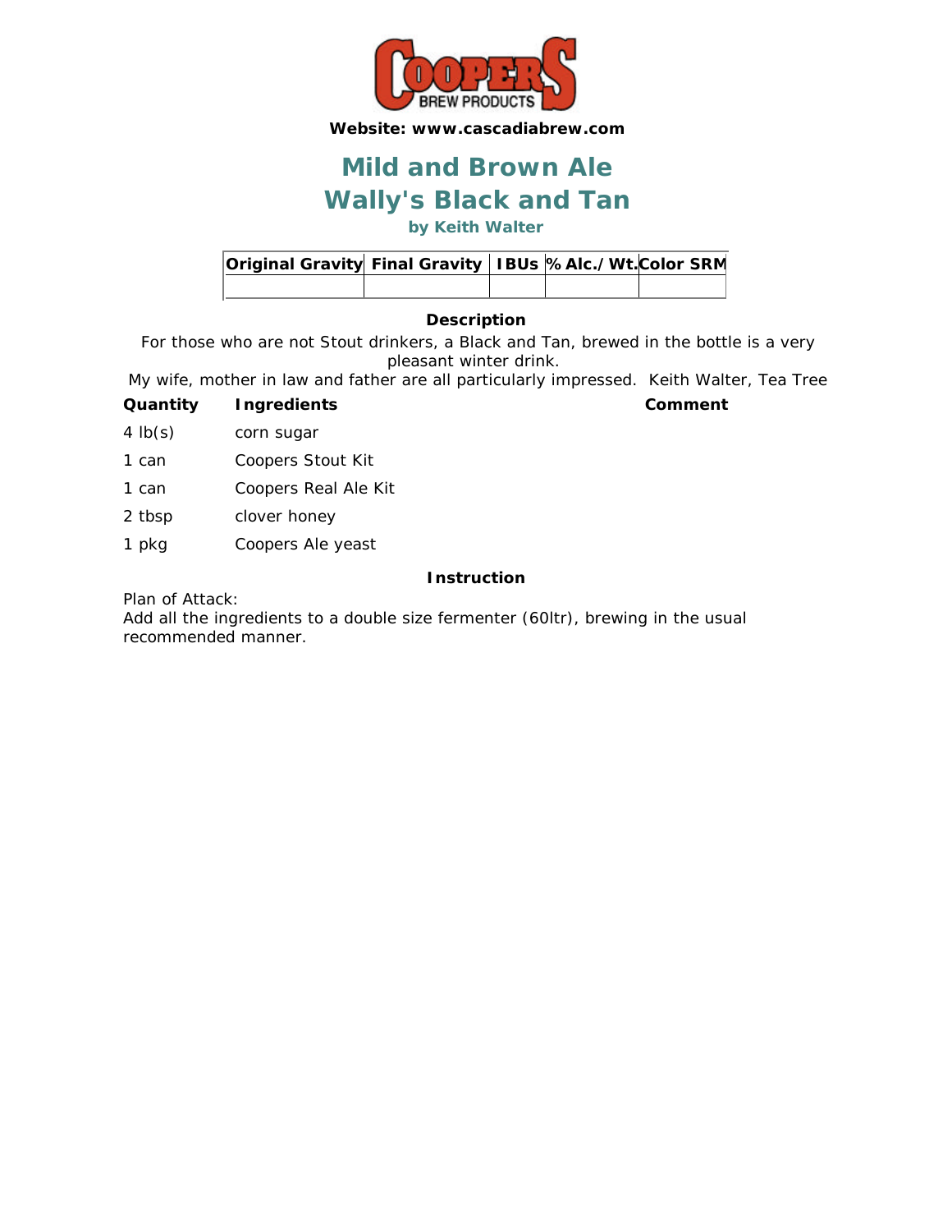**Website: www.cascadiabrew.com**

# Mild and Brown Ale

# Wally's Black and Tan

**by Keith Walter**

| Original Gravity | Final Gravity | IBUs | % Alc./Wt. | Color SRM |
|---|---|---|---|---|
| | | | | |

### Description

For those who are not Stout drinkers, a Black and Tan, brewed in the bottle is a very pleasant winter drink.

My wife, mother in law and father are all particularly impressed. Keith Walter, Tea Tree

| Quantity | Ingredients | Comment |
|---|---|---|
| 4 lb(s) | corn sugar | |
| 1 can | Coopers Stout Kit | |
| 1 can | Coopers Real Ale Kit | |
| 2 tbsp | clover honey | |
| 1 pkg | Coopers Ale yeast | |

### Instruction

Plan of Attack:
Add all the ingredients to a double size fermenter (60ltr), brewing in the usual recommended manner.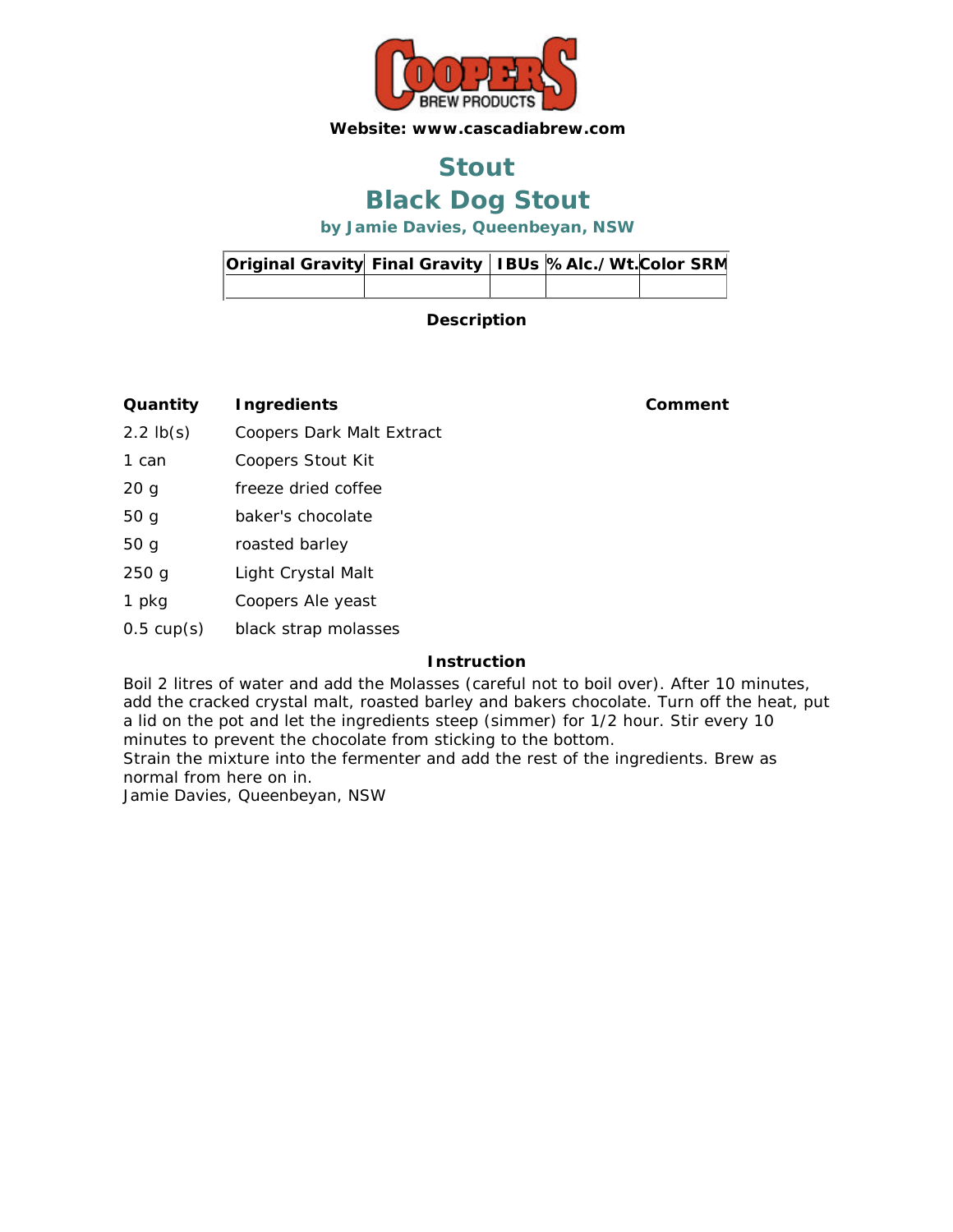**Website: www.cascadiabrew.com**

# Stout

# Black Dog Stout

### by Jamie Davies, Queenbeyan, NSW

| Original Gravity | Final Gravity | IBUs | % Alc./Wt. | Color SRM |
|---|---|---|---|---|
| | | | | |

**Description**

| Quantity | Ingredients | Comment |
|---|---|---|
| 2.2 lb(s) | Coopers Dark Malt Extract | |
| 1 can | Coopers Stout Kit | |
| 20 g | freeze dried coffee | |
| 50 g | baker's chocolate | |
| 50 g | roasted barley | |
| 250 g | Light Crystal Malt | |
| 1 pkg | Coopers Ale yeast | |
| 0.5 cup(s) | black strap molasses | |

**Instruction**

Boil 2 litres of water and add the Molasses (careful not to boil over). After 10 minutes, add the cracked crystal malt, roasted barley and bakers chocolate. Turn off the heat, put a lid on the pot and let the ingredients steep (simmer) for 1/2 hour. Stir every 10 minutes to prevent the chocolate from sticking to the bottom.
Strain the mixture into the fermenter and add the rest of the ingredients. Brew as normal from here on in.
Jamie Davies, Queenbeyan, NSW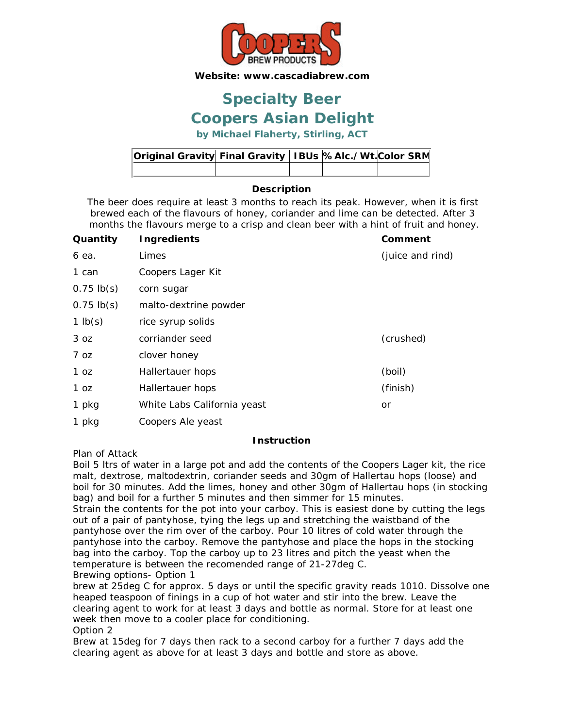**Website: www.cascadiabrew.com**

# Specialty Beer

# Coopers Asian Delight

### by Michael Flaherty, Stirling, ACT

| Original Gravity | Final Gravity | IBUs | % Alc./Wt. | Color SRM |
|---|---|---|---|---|
| | | | | |

**Description**

The beer does require at least 3 months to reach its peak. However, when it is first brewed each of the flavours of honey, coriander and lime can be detected. After 3 months the flavours merge to a crisp and clean beer with a hint of fruit and honey.

| Quantity | Ingredients | Comment |
|---|---|---|
| 6 ea. | Limes | (juice and rind) |
| 1 can | Coopers Lager Kit | |
| 0.75 lb(s) | corn sugar | |
| 0.75 lb(s) | malto-dextrine powder | |
| 1 lb(s) | rice syrup solids | |
| 3 oz | corriander seed | (crushed) |
| 7 oz | clover honey | |
| 1 oz | Hallertauer hops | (boil) |
| 1 oz | Hallertauer hops | (finish) |
| 1 pkg | White Labs California yeast | or |
| 1 pkg | Coopers Ale yeast | |

**Instruction**

Plan of Attack
Boil 5 ltrs of water in a large pot and add the contents of the Coopers Lager kit, the rice malt, dextrose, maltodextrin, coriander seeds and 30gm of Hallertau hops (loose) and boil for 30 minutes. Add the limes, honey and other 30gm of Hallertau hops (in stocking bag) and boil for a further 5 minutes and then simmer for 15 minutes.
Strain the contents for the pot into your carboy. This is easiest done by cutting the legs out of a pair of pantyhose, tying the legs up and stretching the waistband of the pantyhose over the rim over of the carboy. Pour 10 litres of cold water through the pantyhose into the carboy. Remove the pantyhose and place the hops in the stocking bag into the carboy. Top the carboy up to 23 litres and pitch the yeast when the temperature is between the recomended range of 21-27deg C.
Brewing options- Option 1
brew at 25deg C for approx. 5 days or until the specific gravity reads 1010. Dissolve one heaped teaspoon of finings in a cup of hot water and stir into the brew. Leave the clearing agent to work for at least 3 days and bottle as normal. Store for at least one week then move to a cooler place for conditioning.
Option 2
Brew at 15deg for 7 days then rack to a second carboy for a further 7 days add the clearing agent as above for at least 3 days and bottle and store as above.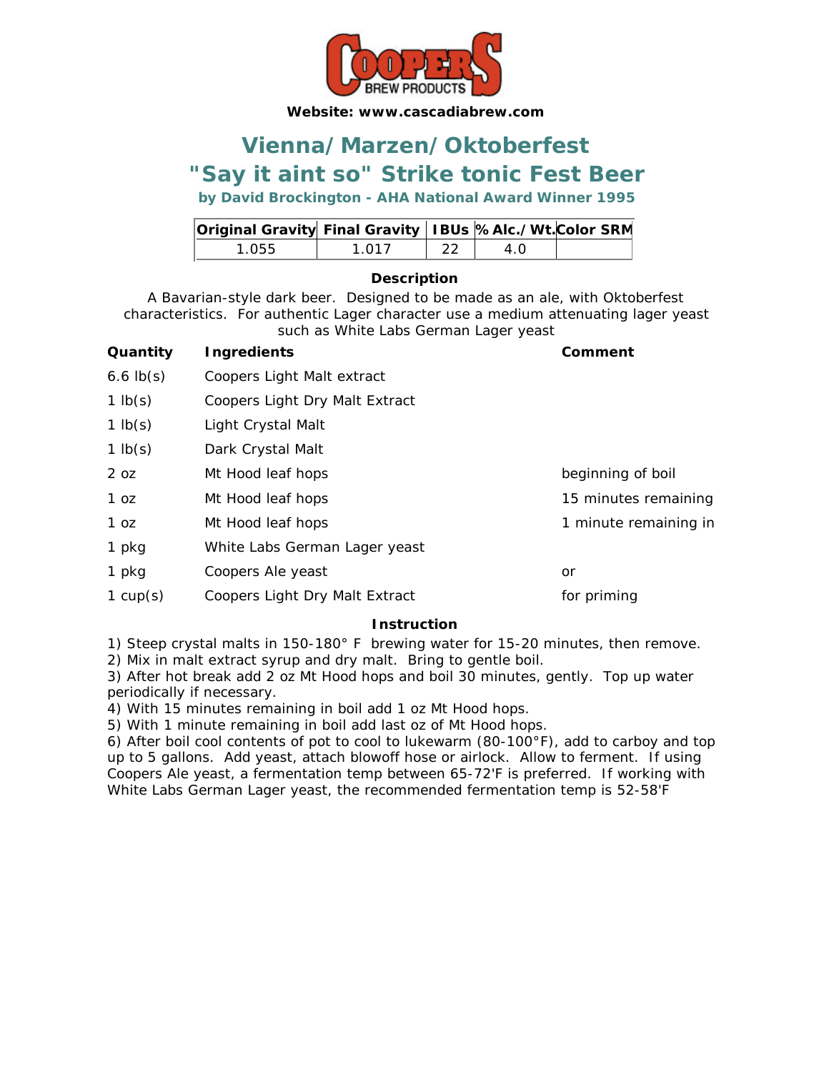**Website: www.cascadiabrew.com**

# Vienna/Marzen/Oktoberfest
# "Say it aint so" Strike tonic Fest Beer

**by David Brockington - AHA National Award Winner 1995**

| Original Gravity | Final Gravity | IBUs | % Alc./Wt. | Color SRM |
|---|---|---|---|---|
| 1.055 | 1.017 | 22 | 4.0 | |

### Description

A Bavarian-style dark beer. Designed to be made as an ale, with Oktoberfest characteristics. For authentic Lager character use a medium attenuating lager yeast such as White Labs German Lager yeast

| Quantity | Ingredients | Comment |
|---|---|---|
| 6.6 lb(s) | Coopers Light Malt extract | |
| 1 lb(s) | Coopers Light Dry Malt Extract | |
| 1 lb(s) | Light Crystal Malt | |
| 1 lb(s) | Dark Crystal Malt | |
| 2 oz | Mt Hood leaf hops | beginning of boil |
| 1 oz | Mt Hood leaf hops | 15 minutes remaining |
| 1 oz | Mt Hood leaf hops | 1 minute remaining in |
| 1 pkg | White Labs German Lager yeast | |
| 1 pkg | Coopers Ale yeast | or |
| 1 cup(s) | Coopers Light Dry Malt Extract | for priming |

### Instruction

1) Steep crystal malts in 150-180° F brewing water for 15-20 minutes, then remove.
2) Mix in malt extract syrup and dry malt. Bring to gentle boil.
3) After hot break add 2 oz Mt Hood hops and boil 30 minutes, gently. Top up water periodically if necessary.
4) With 15 minutes remaining in boil add 1 oz Mt Hood hops.
5) With 1 minute remaining in boil add last oz of Mt Hood hops.
6) After boil cool contents of pot to cool to lukewarm (80-100°F), add to carboy and top up to 5 gallons. Add yeast, attach blowoff hose or airlock. Allow to ferment. If using Coopers Ale yeast, a fermentation temp between 65-72'F is preferred. If working with White Labs German Lager yeast, the recommended fermentation temp is 52-58'F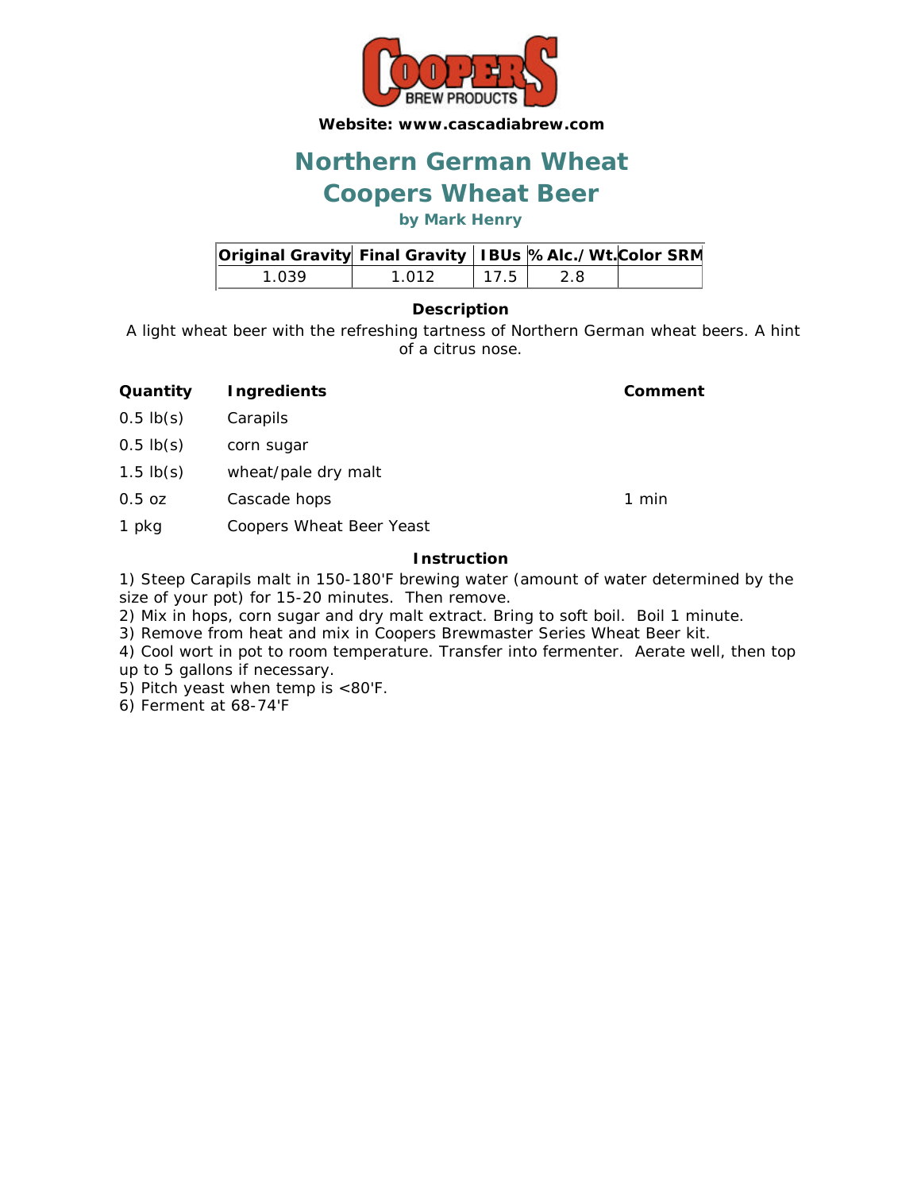Website: www.cascadiabrew.com

# Northern German Wheat
# Coopers Wheat Beer

**by Mark Henry**

| Original Gravity | Final Gravity | IBUs | % Alc./Wt. | Color SRM |
|---|---|---|---|---|
| 1.039 | 1.012 | 17.5 | 2.8 | |

**Description**

A light wheat beer with the refreshing tartness of Northern German wheat beers. A hint of a citrus nose.

| Quantity | Ingredients | Comment |
|---|---|---|
| 0.5 lb(s) | Carapils | |
| 0.5 lb(s) | corn sugar | |
| 1.5 lb(s) | wheat/pale dry malt | |
| 0.5 oz | Cascade hops | 1 min |
| 1 pkg | Coopers Wheat Beer Yeast | |

**Instruction**

1) Steep Carapils malt in 150-180'F brewing water (amount of water determined by the size of your pot) for 15-20 minutes. Then remove.
2) Mix in hops, corn sugar and dry malt extract. Bring to soft boil. Boil 1 minute.
3) Remove from heat and mix in Coopers Brewmaster Series Wheat Beer kit.
4) Cool wort in pot to room temperature. Transfer into fermenter. Aerate well, then top up to 5 gallons if necessary.
5) Pitch yeast when temp is <80'F.
6) Ferment at 68-74'F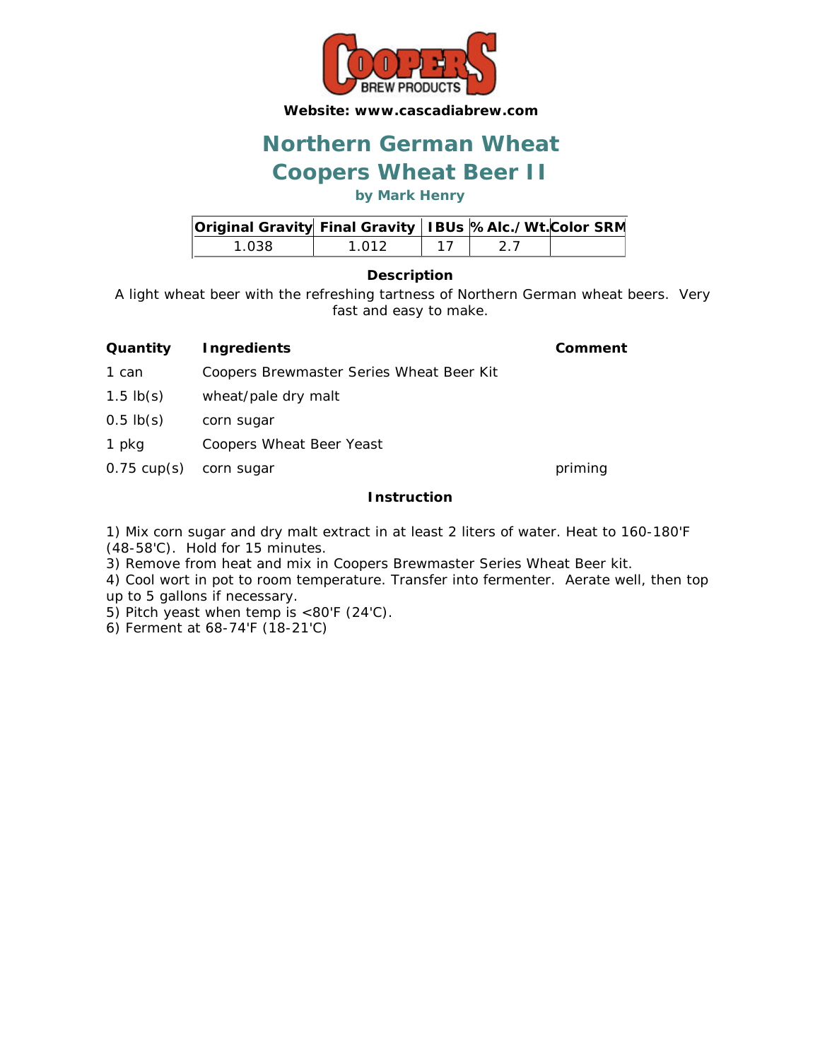Website: www.cascadiabrew.com

# Northern German Wheat

# Coopers Wheat Beer II

### by Mark Henry

| Original Gravity | Final Gravity | IBUs | % Alc./Wt. | Color SRM |
|---|---|---|---|---|
| 1.038 | 1.012 | 17 | 2.7 | |

**Description**

A light wheat beer with the refreshing tartness of Northern German wheat beers. Very fast and easy to make.

| Quantity | Ingredients | Comment |
|---|---|---|
| 1 can | Coopers Brewmaster Series Wheat Beer Kit | |
| 1.5 lb(s) | wheat/pale dry malt | |
| 0.5 lb(s) | corn sugar | |
| 1 pkg | Coopers Wheat Beer Yeast | |
| 0.75 cup(s) | corn sugar | priming |

**Instruction**

1) Mix corn sugar and dry malt extract in at least 2 liters of water. Heat to 160-180'F (48-58'C). Hold for 15 minutes.
3) Remove from heat and mix in Coopers Brewmaster Series Wheat Beer kit.
4) Cool wort in pot to room temperature. Transfer into fermenter. Aerate well, then top up to 5 gallons if necessary.
5) Pitch yeast when temp is <80'F (24'C).
6) Ferment at 68-74'F (18-21'C)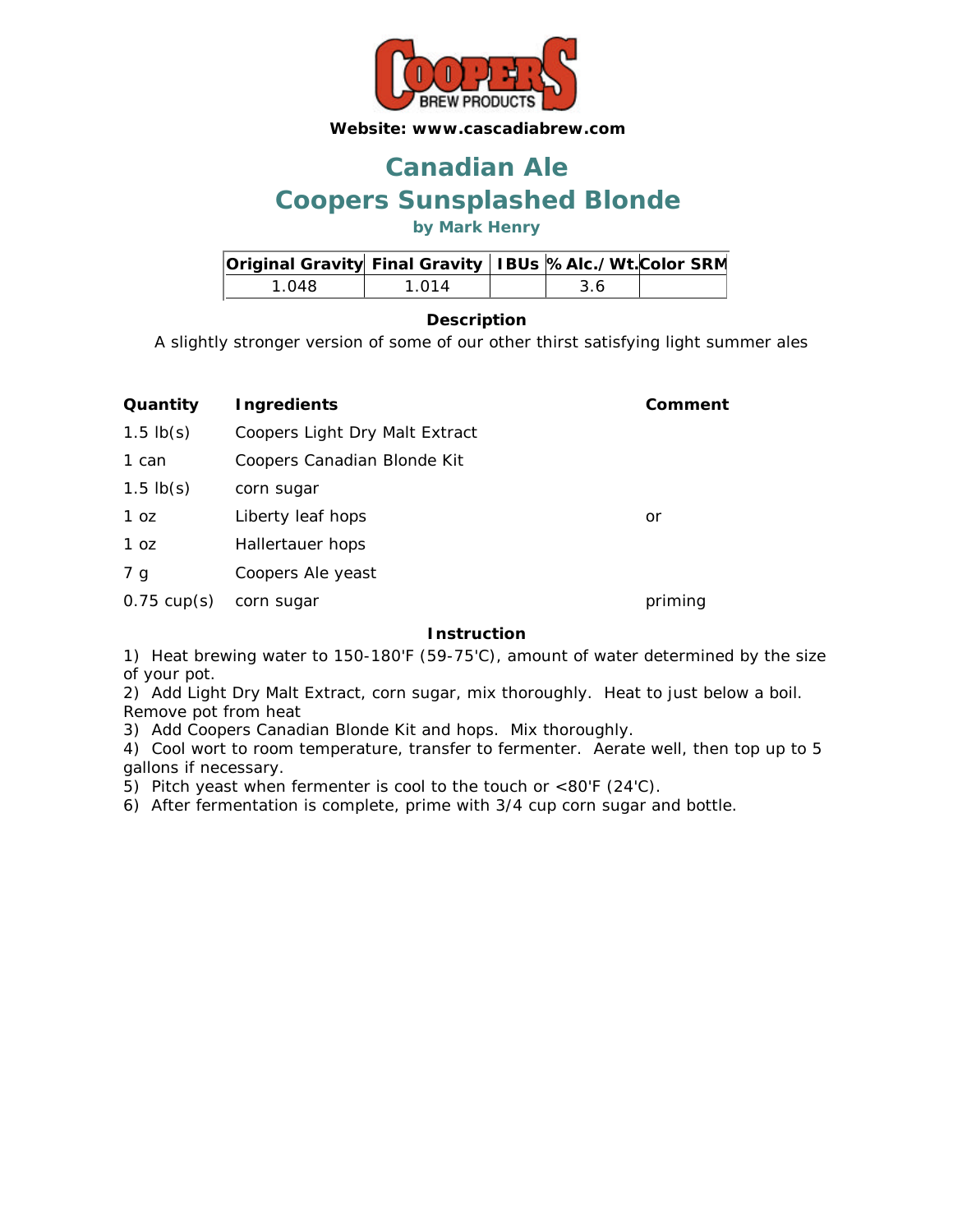**Website: www.cascadiabrew.com**

# Canadian Ale
# Coopers Sunsplashed Blonde

**by Mark Henry**

| Original Gravity | Final Gravity | IBUs | % Alc./Wt. | Color SRM |
|---|---|---|---|---|
| 1.048 | 1.014 | | 3.6 | |

**Description**

A slightly stronger version of some of our other thirst satisfying light summer ales

| Quantity | Ingredients | Comment |
|---|---|---|
| 1.5 lb(s) | Coopers Light Dry Malt Extract | |
| 1 can | Coopers Canadian Blonde Kit | |
| 1.5 lb(s) | corn sugar | |
| 1 oz | Liberty leaf hops | or |
| 1 oz | Hallertauer hops | |
| 7 g | Coopers Ale yeast | |
| 0.75 cup(s) | corn sugar | priming |

**Instruction**

1) Heat brewing water to 150-180'F (59-75'C), amount of water determined by the size of your pot.
2) Add Light Dry Malt Extract, corn sugar, mix thoroughly. Heat to just below a boil. Remove pot from heat
3) Add Coopers Canadian Blonde Kit and hops. Mix thoroughly.
4) Cool wort to room temperature, transfer to fermenter. Aerate well, then top up to 5 gallons if necessary.
5) Pitch yeast when fermenter is cool to the touch or <80'F (24'C).
6) After fermentation is complete, prime with 3/4 cup corn sugar and bottle.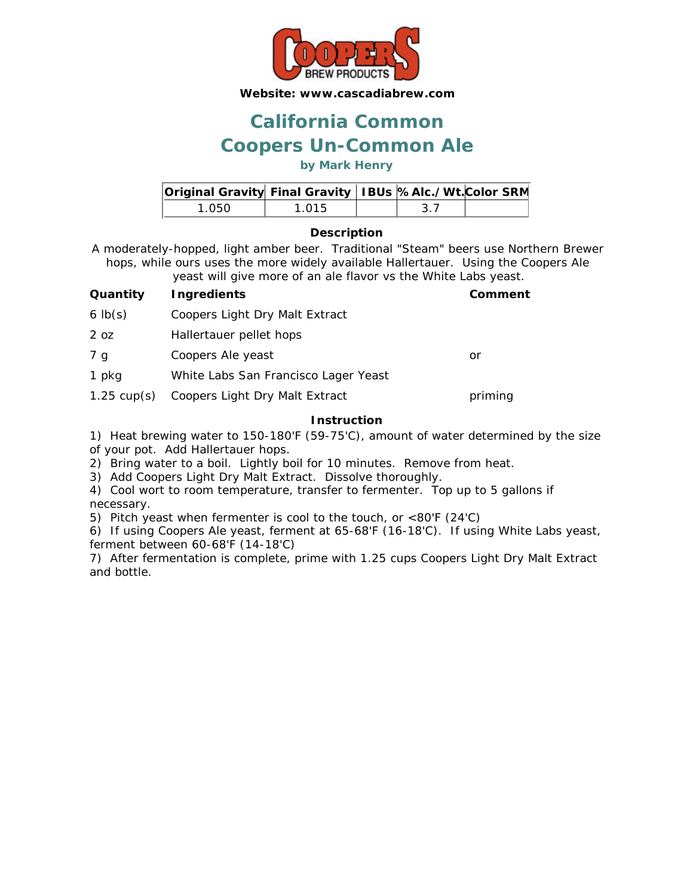**Website: www.cascadiabrew.com**

# California Common

# Coopers Un-Common Ale

### by Mark Henry

| Original Gravity | Final Gravity | IBUs | % Alc./Wt. | Color SRM |
|---|---|---|---|---|
| 1.050 | 1.015 | | 3.7 | |

**Description**

A moderately-hopped, light amber beer. Traditional "Steam" beers use Northern Brewer hops, while ours uses the more widely available Hallertauer. Using the Coopers Ale yeast will give more of an ale flavor vs the White Labs yeast.

| Quantity | Ingredients | Comment |
|---|---|---|
| 6 lb(s) | Coopers Light Dry Malt Extract | |
| 2 oz | Hallertauer pellet hops | |
| 7 g | Coopers Ale yeast | or |
| 1 pkg | White Labs San Francisco Lager Yeast | |
| 1.25 cup(s) | Coopers Light Dry Malt Extract | priming |

**Instruction**

1) Heat brewing water to 150-180'F (59-75'C), amount of water determined by the size of your pot. Add Hallertauer hops.
2) Bring water to a boil. Lightly boil for 10 minutes. Remove from heat.
3) Add Coopers Light Dry Malt Extract. Dissolve thoroughly.
4) Cool wort to room temperature, transfer to fermenter. Top up to 5 gallons if necessary.
5) Pitch yeast when fermenter is cool to the touch, or <80'F (24'C)
6) If using Coopers Ale yeast, ferment at 65-68'F (16-18'C). If using White Labs yeast, ferment between 60-68'F (14-18'C)
7) After fermentation is complete, prime with 1.25 cups Coopers Light Dry Malt Extract and bottle.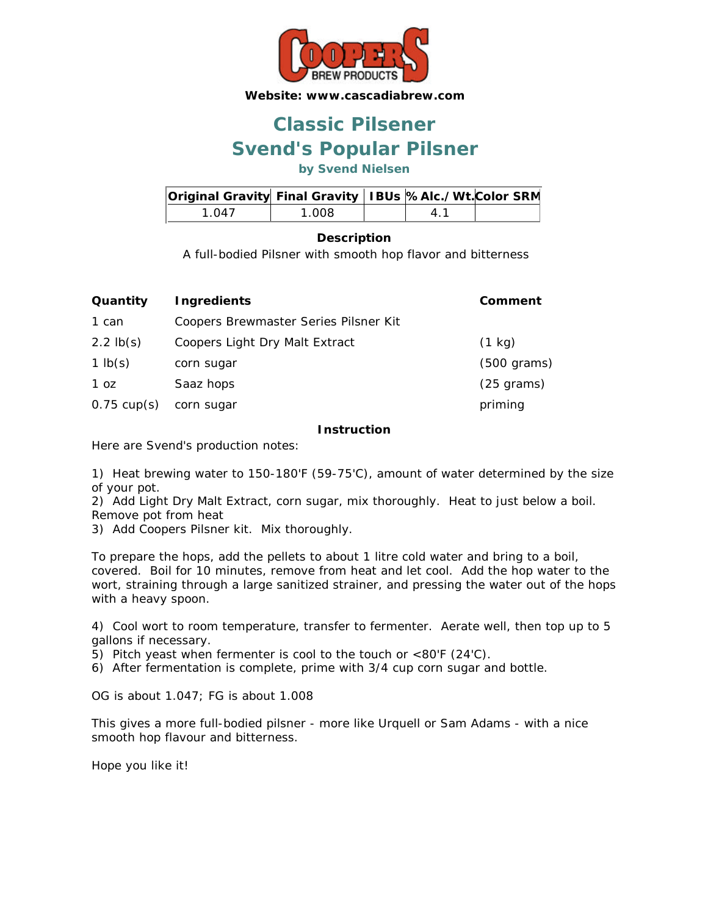**Website: www.cascadiabrew.com**

# Classic Pilsener

# Svend's Popular Pilsner

**by Svend Nielsen**

| Original Gravity | Final Gravity | IBUs | % Alc./Wt. | Color SRM |
|---|---|---|---|---|
| 1.047 | 1.008 | | 4.1 | |

**Description**

A full-bodied Pilsner with smooth hop flavor and bitterness

| Quantity | Ingredients | Comment |
|---|---|---|
| 1 can | Coopers Brewmaster Series Pilsner Kit | |
| 2.2 lb(s) | Coopers Light Dry Malt Extract | (1 kg) |
| 1 lb(s) | corn sugar | (500 grams) |
| 1 oz | Saaz hops | (25 grams) |
| 0.75 cup(s) | corn sugar | priming |

**Instruction**

Here are Svend's production notes:

1) Heat brewing water to 150-180'F (59-75'C), amount of water determined by the size of your pot.
2) Add Light Dry Malt Extract, corn sugar, mix thoroughly. Heat to just below a boil. Remove pot from heat
3) Add Coopers Pilsner kit. Mix thoroughly.

To prepare the hops, add the pellets to about 1 litre cold water and bring to a boil, covered. Boil for 10 minutes, remove from heat and let cool. Add the hop water to the wort, straining through a large sanitized strainer, and pressing the water out of the hops with a heavy spoon.

4) Cool wort to room temperature, transfer to fermenter. Aerate well, then top up to 5 gallons if necessary.
5) Pitch yeast when fermenter is cool to the touch or <80'F (24'C).
6) After fermentation is complete, prime with 3/4 cup corn sugar and bottle.

OG is about 1.047; FG is about 1.008

This gives a more full-bodied pilsner - more like Urquell or Sam Adams - with a nice smooth hop flavour and bitterness.

Hope you like it!